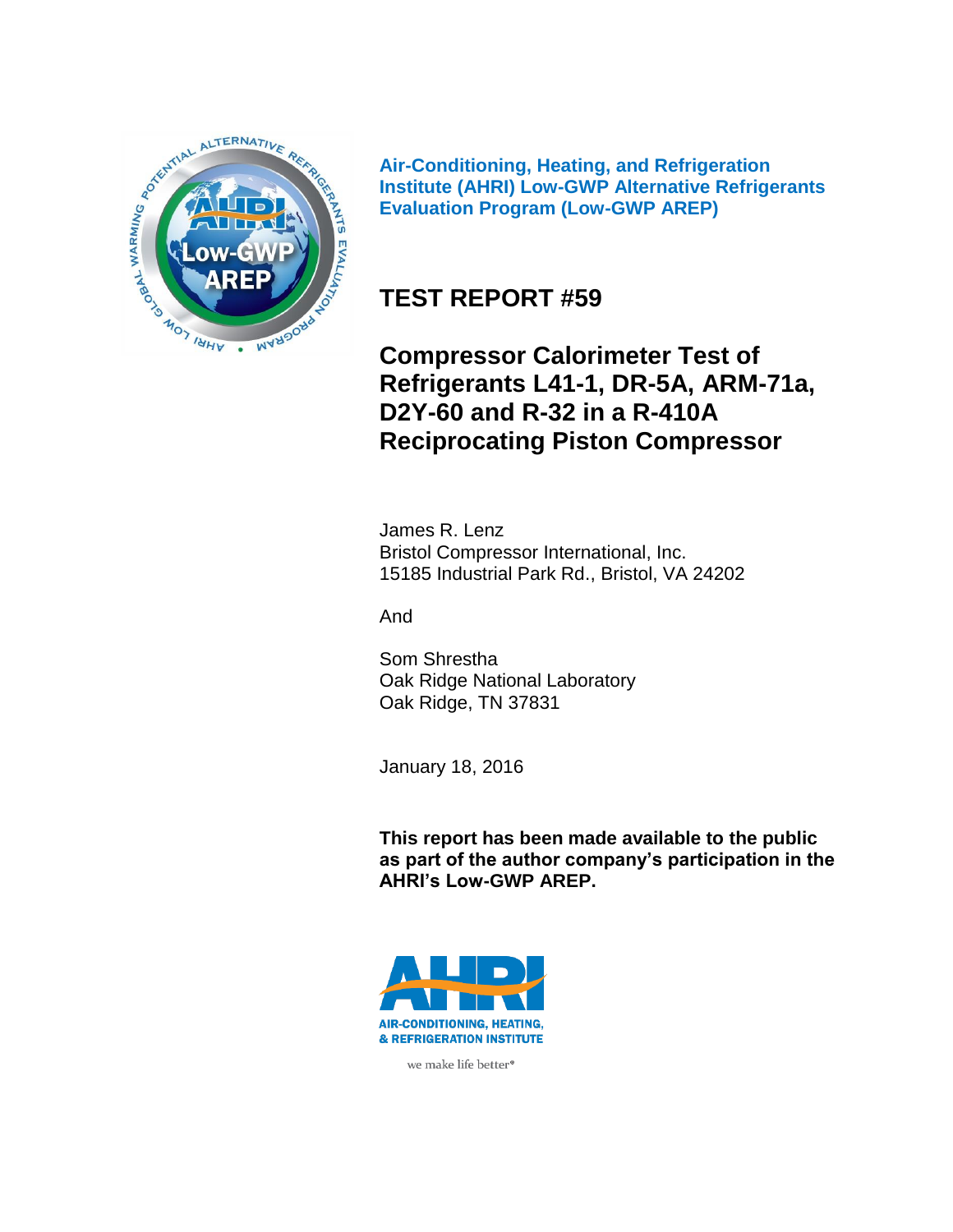**Air-Conditioning, Heating, and Refrigeration Institute (AHRI) Low-GWP Alternative Refrigerants Evaluation Program (Low-GWP AREP)**

# TEST REPORT #59

# Compressor Calorimeter Test of Refrigerants L41-1, DR-5A, ARM-71a, D2Y-60 and R-32 in a R-410A Reciprocating Piston Compressor

James R. Lenz
Bristol Compressor International, Inc.
15185 Industrial Park Rd., Bristol, VA 24202

And

Som Shrestha
Oak Ridge National Laboratory
Oak Ridge, TN 37831

January 18, 2016

**This report has been made available to the public as part of the author company's participation in the AHRI's Low-GWP AREP.**

AIR-CONDITIONING, HEATING, & REFRIGERATION INSTITUTE

we make life better®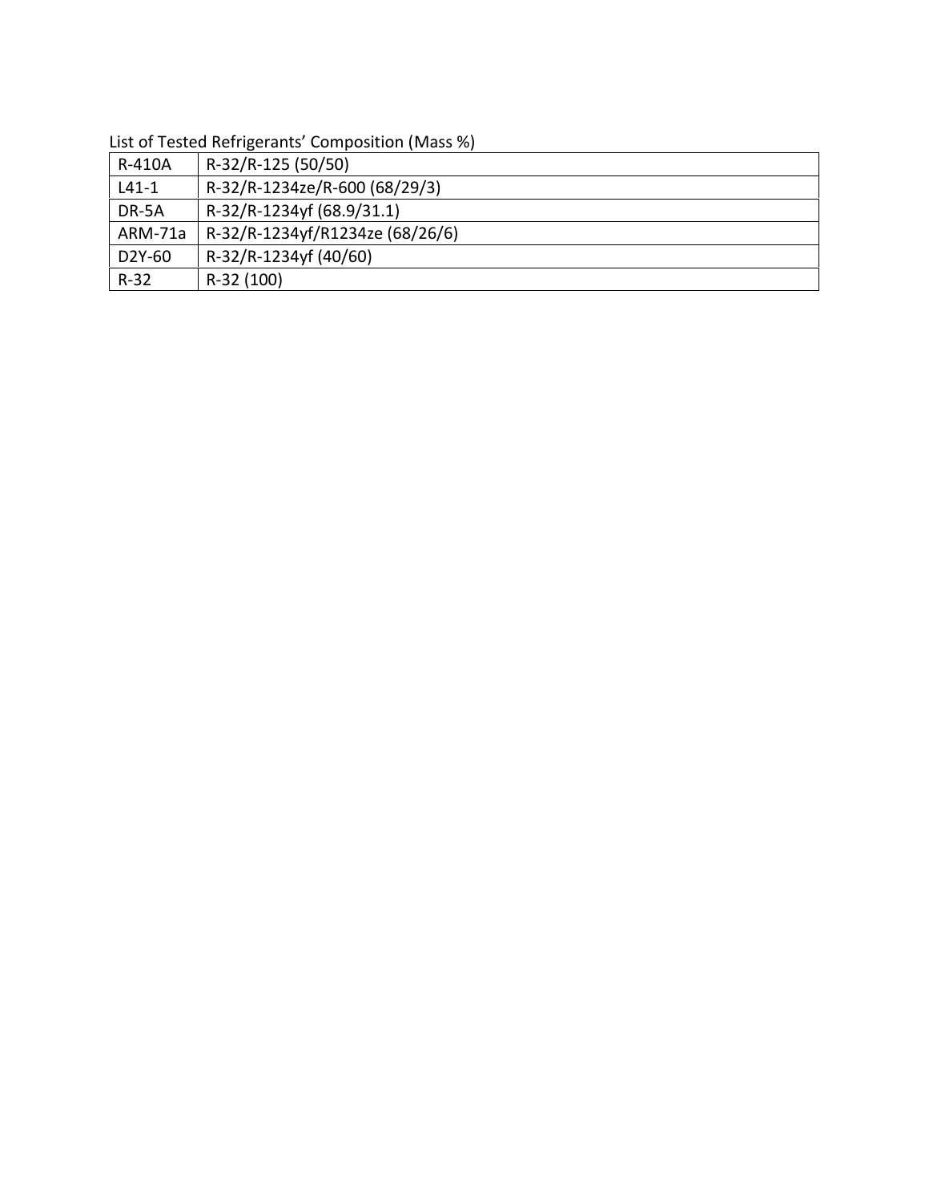List of Tested Refrigerants' Composition (Mass %)

| | |
|---|---|
| R-410A | R-32/R-125 (50/50) |
| L41-1 | R-32/R-1234ze/R-600 (68/29/3) |
| DR-5A | R-32/R-1234yf (68.9/31.1) |
| ARM-71a | R-32/R-1234yf/R1234ze (68/26/6) |
| D2Y-60 | R-32/R-1234yf (40/60) |
| R-32 | R-32 (100) |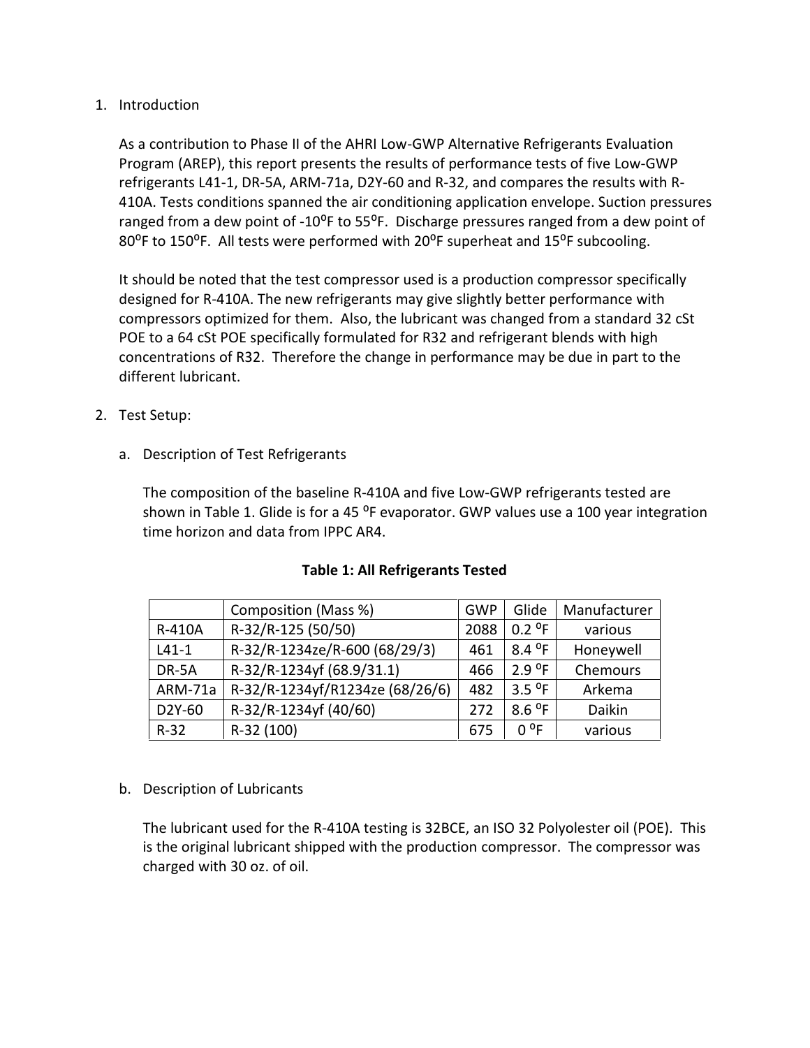1. Introduction

   As a contribution to Phase II of the AHRI Low-GWP Alternative Refrigerants Evaluation Program (AREP), this report presents the results of performance tests of five Low-GWP refrigerants L41-1, DR-5A, ARM-71a, D2Y-60 and R-32, and compares the results with R-410A. Tests conditions spanned the air conditioning application envelope. Suction pressures ranged from a dew point of -10ºF to 55ºF. Discharge pressures ranged from a dew point of 80ºF to 150ºF. All tests were performed with 20ºF superheat and 15ºF subcooling.

   It should be noted that the test compressor used is a production compressor specifically designed for R-410A. The new refrigerants may give slightly better performance with compressors optimized for them. Also, the lubricant was changed from a standard 32 cSt POE to a 64 cSt POE specifically formulated for R32 and refrigerant blends with high concentrations of R32. Therefore the change in performance may be due in part to the different lubricant.

2. Test Setup:

   a. Description of Test Refrigerants

      The composition of the baseline R-410A and five Low-GWP refrigerants tested are shown in Table 1. Glide is for a 45 ºF evaporator. GWP values use a 100 year integration time horizon and data from IPPC AR4.

      **Table 1: All Refrigerants Tested**

      | | Composition (Mass %) | GWP | Glide | Manufacturer |
      |---|---|---|---|---|
      | R-410A | R-32/R-125 (50/50) | 2088 | 0.2 ºF | various |
      | L41-1 | R-32/R-1234ze/R-600 (68/29/3) | 461 | 8.4 ºF | Honeywell |
      | DR-5A | R-32/R-1234yf (68.9/31.1) | 466 | 2.9 ºF | Chemours |
      | ARM-71a | R-32/R-1234yf/R1234ze (68/26/6) | 482 | 3.5 ºF | Arkema |
      | D2Y-60 | R-32/R-1234yf (40/60) | 272 | 8.6 ºF | Daikin |
      | R-32 | R-32 (100) | 675 | 0 ºF | various |

   b. Description of Lubricants

      The lubricant used for the R-410A testing is 32BCE, an ISO 32 Polyolester oil (POE). This is the original lubricant shipped with the production compressor. The compressor was charged with 30 oz. of oil.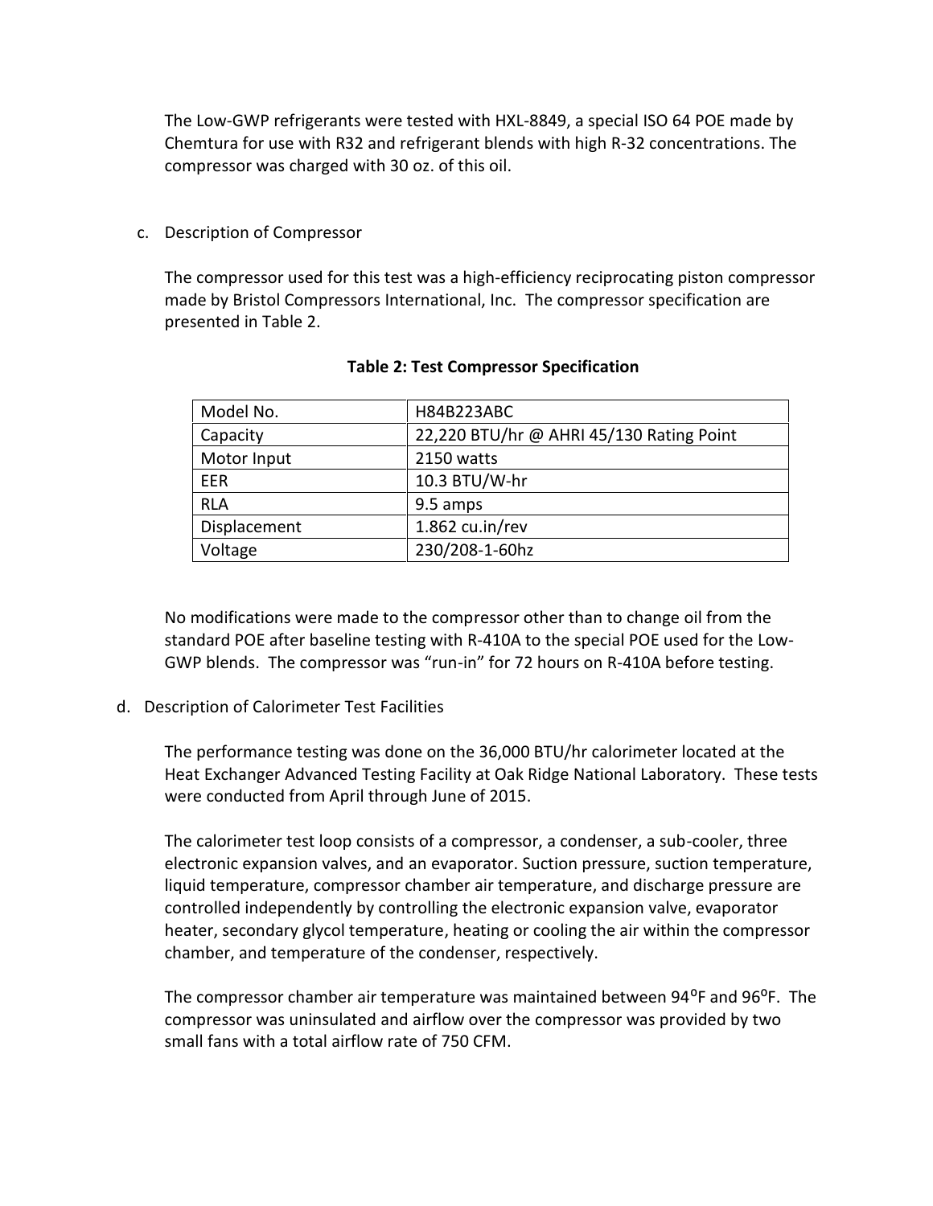The Low-GWP refrigerants were tested with HXL-8849, a special ISO 64 POE made by Chemtura for use with R32 and refrigerant blends with high R-32 concentrations. The compressor was charged with 30 oz. of this oil.

c. Description of Compressor

The compressor used for this test was a high-efficiency reciprocating piston compressor made by Bristol Compressors International, Inc. The compressor specification are presented in Table 2.

**Table 2: Test Compressor Specification**

| Model No. | H84B223ABC |
|---|---|
| Capacity | 22,220 BTU/hr @ AHRI 45/130 Rating Point |
| Motor Input | 2150 watts |
| EER | 10.3 BTU/W-hr |
| RLA | 9.5 amps |
| Displacement | 1.862 cu.in/rev |
| Voltage | 230/208-1-60hz |

No modifications were made to the compressor other than to change oil from the standard POE after baseline testing with R-410A to the special POE used for the Low-GWP blends. The compressor was "run-in" for 72 hours on R-410A before testing.

d. Description of Calorimeter Test Facilities

The performance testing was done on the 36,000 BTU/hr calorimeter located at the Heat Exchanger Advanced Testing Facility at Oak Ridge National Laboratory. These tests were conducted from April through June of 2015.

The calorimeter test loop consists of a compressor, a condenser, a sub-cooler, three electronic expansion valves, and an evaporator. Suction pressure, suction temperature, liquid temperature, compressor chamber air temperature, and discharge pressure are controlled independently by controlling the electronic expansion valve, evaporator heater, secondary glycol temperature, heating or cooling the air within the compressor chamber, and temperature of the condenser, respectively.

The compressor chamber air temperature was maintained between 94°F and 96°F. The compressor was uninsulated and airflow over the compressor was provided by two small fans with a total airflow rate of 750 CFM.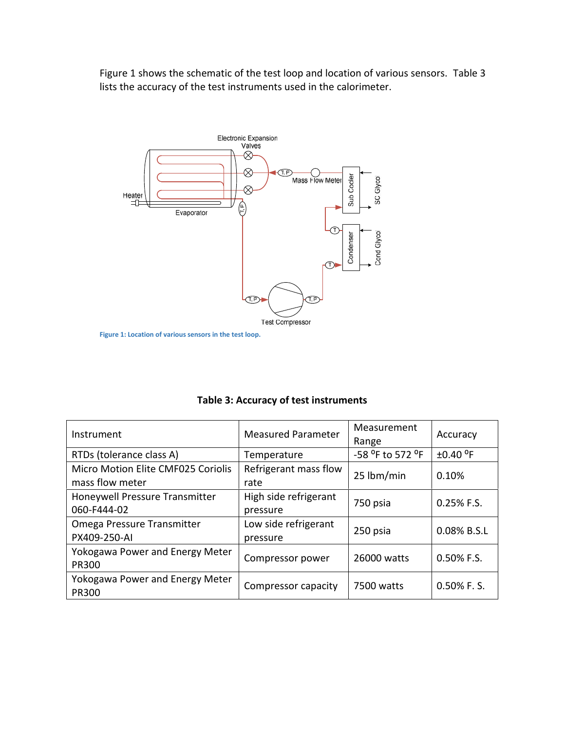Figure 1 shows the schematic of the test loop and location of various sensors. Table 3 lists the accuracy of the test instruments used in the calorimeter.

Figure 1: Location of various sensors in the test loop.

**Table 3: Accuracy of test instruments**

| Instrument | Measured Parameter | Measurement Range | Accuracy |
|---|---|---|---|
| RTDs (tolerance class A) | Temperature | -58 °F to 572 °F | ±0.40 °F |
| Micro Motion Elite CMF025 Coriolis mass flow meter | Refrigerant mass flow rate | 25 lbm/min | 0.10% |
| Honeywell Pressure Transmitter 060-F444-02 | High side refrigerant pressure | 750 psia | 0.25% F.S. |
| Omega Pressure Transmitter PX409-250-AI | Low side refrigerant pressure | 250 psia | 0.08% B.S.L |
| Yokogawa Power and Energy Meter PR300 | Compressor power | 26000 watts | 0.50% F.S. |
| Yokogawa Power and Energy Meter PR300 | Compressor capacity | 7500 watts | 0.50% F. S. |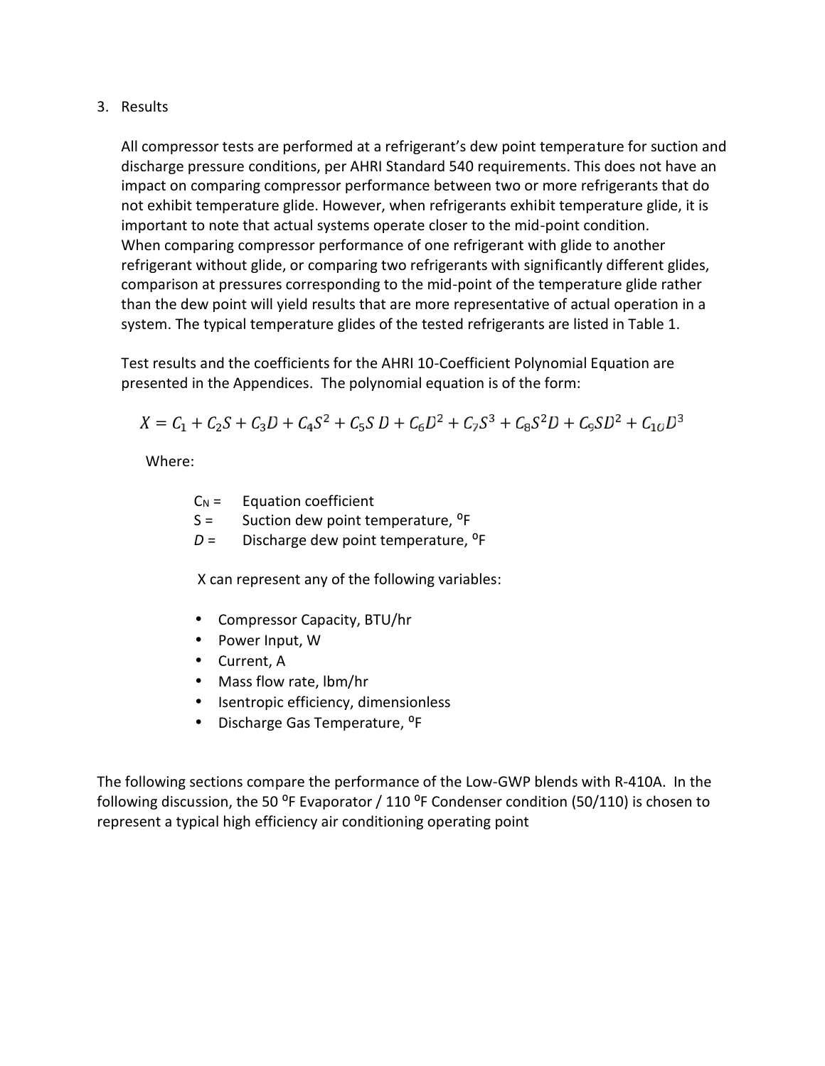## 3. Results

All compressor tests are performed at a refrigerant's dew point temperature for suction and discharge pressure conditions, per AHRI Standard 540 requirements. This does not have an impact on comparing compressor performance between two or more refrigerants that do not exhibit temperature glide. However, when refrigerants exhibit temperature glide, it is important to note that actual systems operate closer to the mid-point condition. When comparing compressor performance of one refrigerant with glide to another refrigerant without glide, or comparing two refrigerants with significantly different glides, comparison at pressures corresponding to the mid-point of the temperature glide rather than the dew point will yield results that are more representative of actual operation in a system. The typical temperature glides of the tested refrigerants are listed in Table 1.

Test results and the coefficients for the AHRI 10-Coefficient Polynomial Equation are presented in the Appendices. The polynomial equation is of the form:

$$X = C_1 + C_2S + C_3D + C_4S^2 + C_5S\,D + C_6D^2 + C_7S^3 + C_8S^2D + C_9SD^2 + C_{10}D^3$$

Where:

- $C_N$ = Equation coefficient
- $S$ = Suction dew point temperature, °F
- $D$ = Discharge dew point temperature, °F

X can represent any of the following variables:

- Compressor Capacity, BTU/hr
- Power Input, W
- Current, A
- Mass flow rate, lbm/hr
- Isentropic efficiency, dimensionless
- Discharge Gas Temperature, °F

The following sections compare the performance of the Low-GWP blends with R-410A. In the following discussion, the 50 °F Evaporator / 110 °F Condenser condition (50/110) is chosen to represent a typical high efficiency air conditioning operating point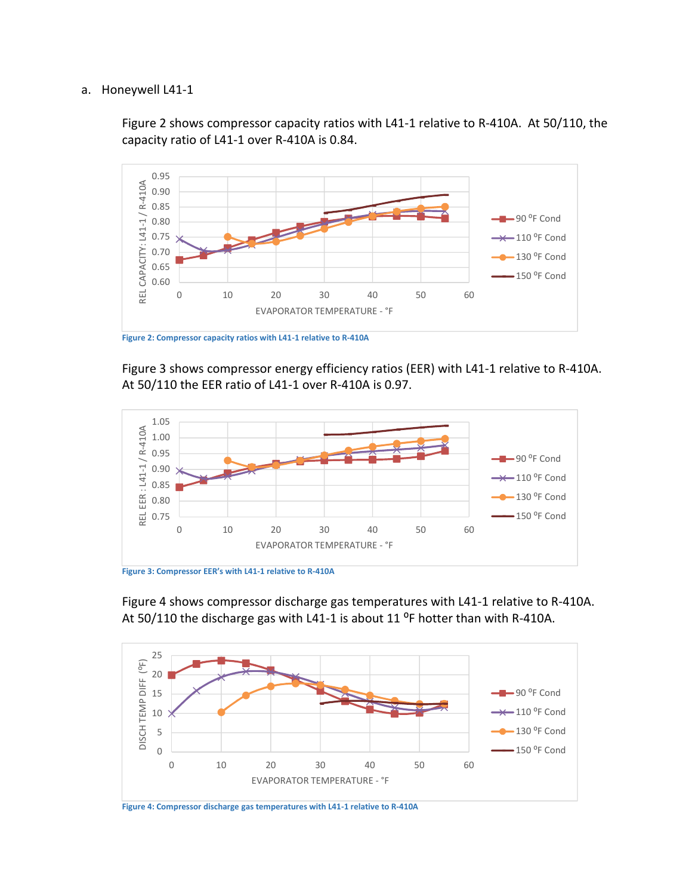a. Honeywell L41-1

Figure 2 shows compressor capacity ratios with L41-1 relative to R-410A. At 50/110, the capacity ratio of L41-1 over R-410A is 0.84.

Figure 2: Compressor capacity ratios with L41-1 relative to R-410A

Figure 3 shows compressor energy efficiency ratios (EER) with L41-1 relative to R-410A. At 50/110 the EER ratio of L41-1 over R-410A is 0.97.

Figure 3: Compressor EER's with L41-1 relative to R-410A

Figure 4 shows compressor discharge gas temperatures with L41-1 relative to R-410A. At 50/110 the discharge gas with L41-1 is about 11 $^{o}$F hotter than with R-410A.

Figure 4: Compressor discharge gas temperatures with L41-1 relative to R-410A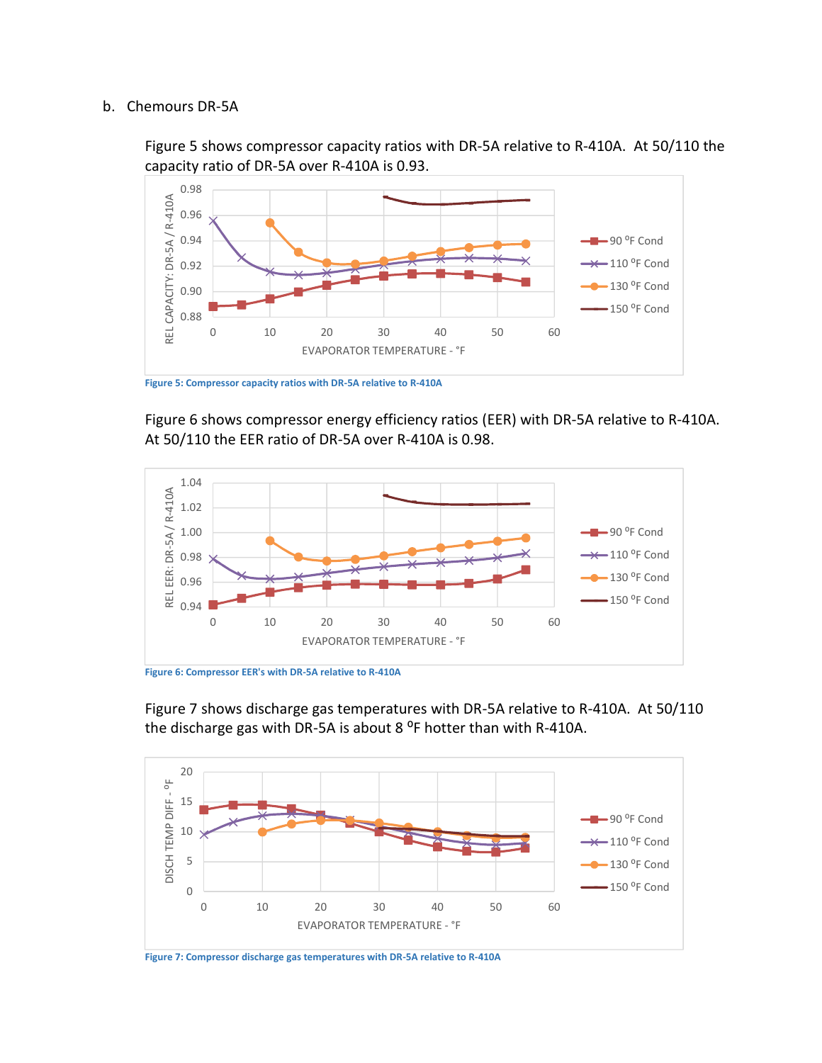b. Chemours DR-5A

Figure 5 shows compressor capacity ratios with DR-5A relative to R-410A. At 50/110 the capacity ratio of DR-5A over R-410A is 0.93.

**Figure 5: Compressor capacity ratios with DR-5A relative to R-410A**

Figure 6 shows compressor energy efficiency ratios (EER) with DR-5A relative to R-410A. At 50/110 the EER ratio of DR-5A over R-410A is 0.98.

**Figure 6: Compressor EER's with DR-5A relative to R-410A**

Figure 7 shows discharge gas temperatures with DR-5A relative to R-410A. At 50/110 the discharge gas with DR-5A is about 8 °F hotter than with R-410A.

**Figure 7: Compressor discharge gas temperatures with DR-5A relative to R-410A**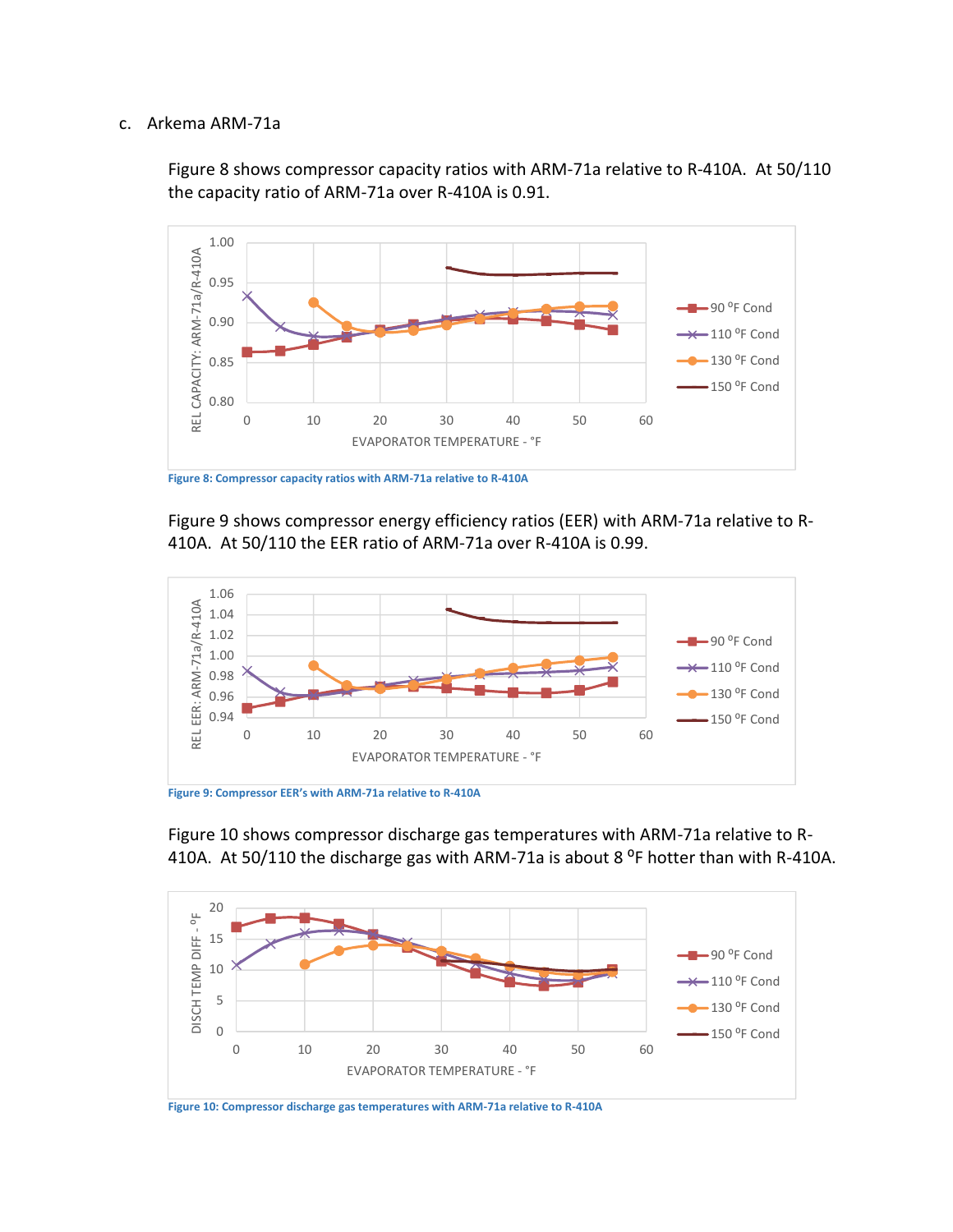c. Arkema ARM-71a

Figure 8 shows compressor capacity ratios with ARM-71a relative to R-410A. At 50/110 the capacity ratio of ARM-71a over R-410A is 0.91.

Figure 8: Compressor capacity ratios with ARM-71a relative to R-410A

Figure 9 shows compressor energy efficiency ratios (EER) with ARM-71a relative to R-410A. At 50/110 the EER ratio of ARM-71a over R-410A is 0.99.

Figure 9: Compressor EER's with ARM-71a relative to R-410A

Figure 10 shows compressor discharge gas temperatures with ARM-71a relative to R-410A. At 50/110 the discharge gas with ARM-71a is about 8 °F hotter than with R-410A.

Figure 10: Compressor discharge gas temperatures with ARM-71a relative to R-410A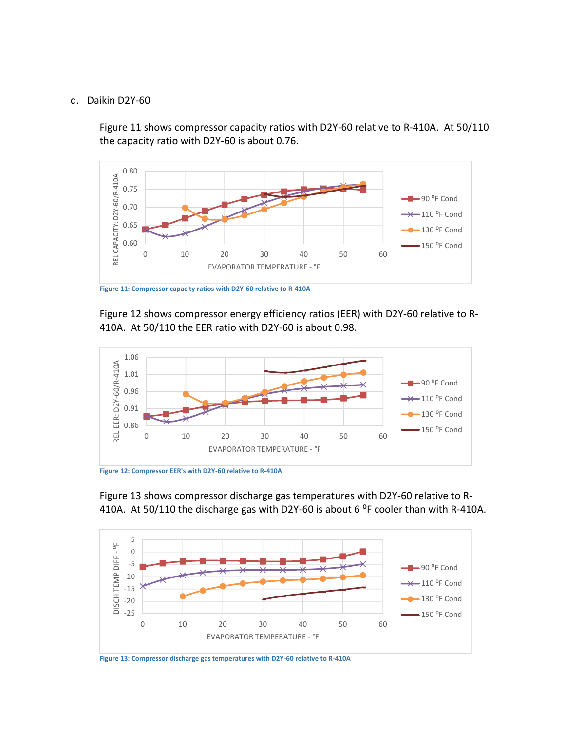d. Daikin D2Y-60

Figure 11 shows compressor capacity ratios with D2Y-60 relative to R-410A. At 50/110 the capacity ratio with D2Y-60 is about 0.76.

Figure 11: Compressor capacity ratios with D2Y-60 relative to R-410A

Figure 12 shows compressor energy efficiency ratios (EER) with D2Y-60 relative to R-410A. At 50/110 the EER ratio with D2Y-60 is about 0.98.

Figure 12: Compressor EER's with D2Y-60 relative to R-410A

Figure 13 shows compressor discharge gas temperatures with D2Y-60 relative to R-410A. At 50/110 the discharge gas with D2Y-60 is about 6 °F cooler than with R-410A.

Figure 13: Compressor discharge gas temperatures with D2Y-60 relative to R-410A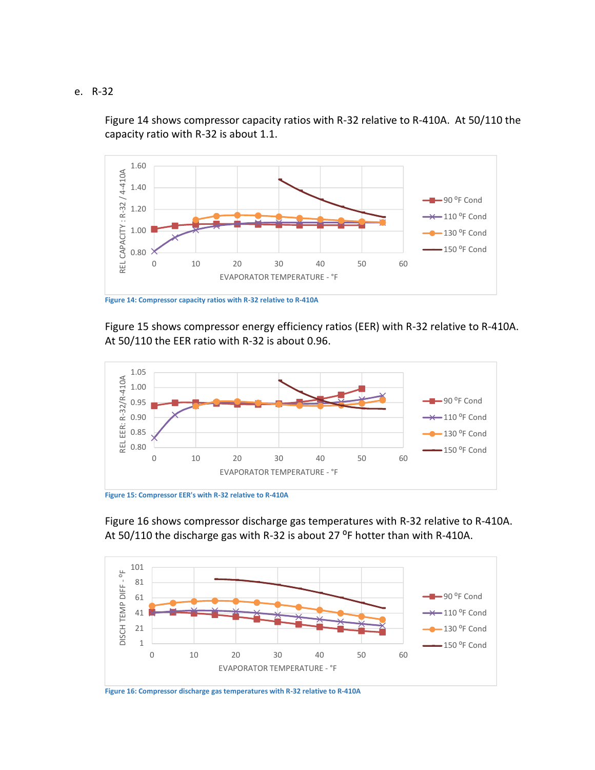e. R-32

Figure 14 shows compressor capacity ratios with R-32 relative to R-410A. At 50/110 the capacity ratio with R-32 is about 1.1.

Figure 14: Compressor capacity ratios with R-32 relative to R-410A

Figure 15 shows compressor energy efficiency ratios (EER) with R-32 relative to R-410A. At 50/110 the EER ratio with R-32 is about 0.96.

Figure 15: Compressor EER's with R-32 relative to R-410A

Figure 16 shows compressor discharge gas temperatures with R-32 relative to R-410A. At 50/110 the discharge gas with R-32 is about 27 $^{o}$F hotter than with R-410A.

Figure 16: Compressor discharge gas temperatures with R-32 relative to R-410A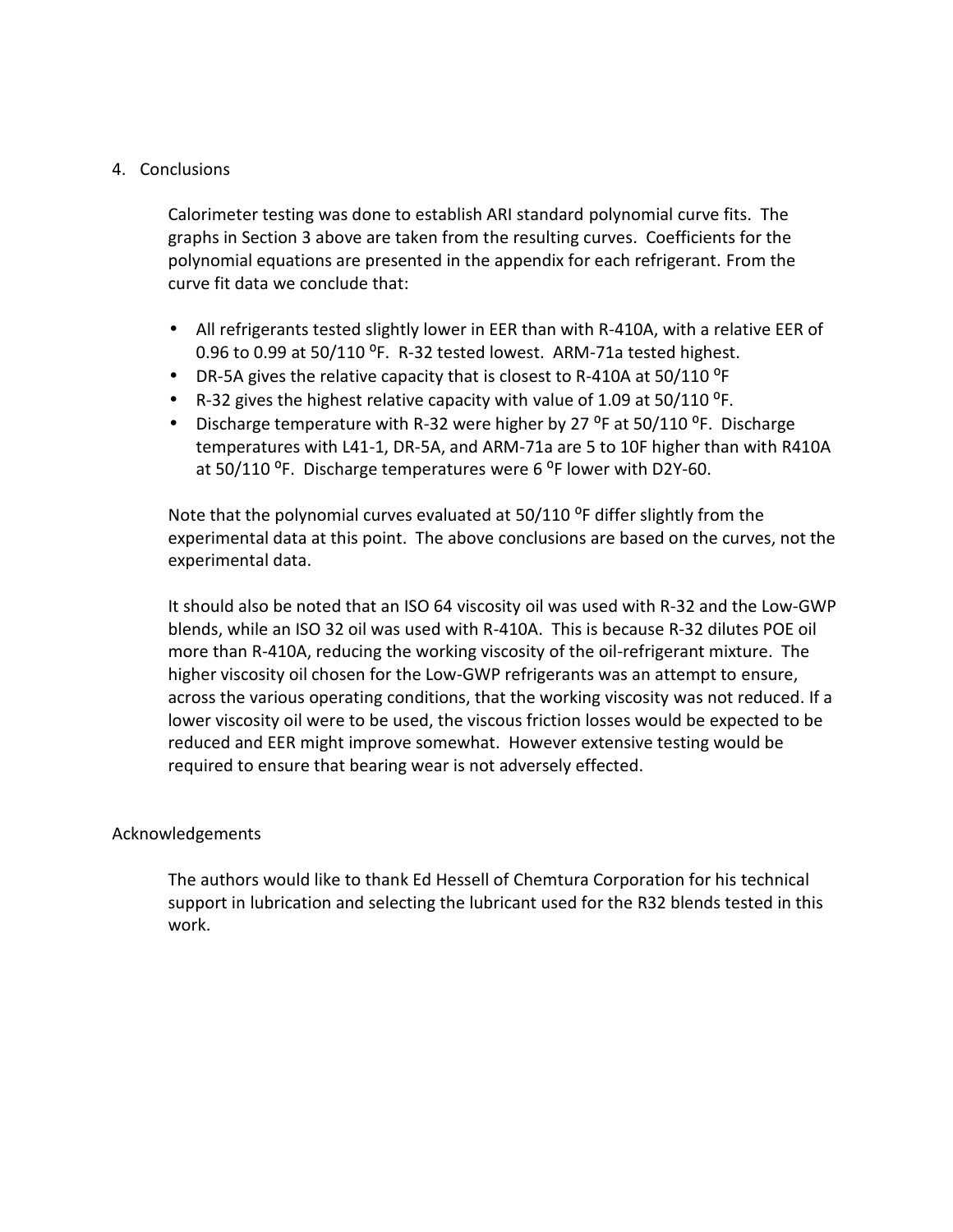## 4. Conclusions

Calorimeter testing was done to establish ARI standard polynomial curve fits. The graphs in Section 3 above are taken from the resulting curves. Coefficients for the polynomial equations are presented in the appendix for each refrigerant. From the curve fit data we conclude that:

- All refrigerants tested slightly lower in EER than with R-410A, with a relative EER of 0.96 to 0.99 at 50/110 ⁰F. R-32 tested lowest. ARM-71a tested highest.
- DR-5A gives the relative capacity that is closest to R-410A at 50/110 ⁰F
- R-32 gives the highest relative capacity with value of 1.09 at 50/110 ⁰F.
- Discharge temperature with R-32 were higher by 27 ⁰F at 50/110 ⁰F. Discharge temperatures with L41-1, DR-5A, and ARM-71a are 5 to 10F higher than with R410A at 50/110 ⁰F. Discharge temperatures were 6 ⁰F lower with D2Y-60.

Note that the polynomial curves evaluated at 50/110 ⁰F differ slightly from the experimental data at this point. The above conclusions are based on the curves, not the experimental data.

It should also be noted that an ISO 64 viscosity oil was used with R-32 and the Low-GWP blends, while an ISO 32 oil was used with R-410A. This is because R-32 dilutes POE oil more than R-410A, reducing the working viscosity of the oil-refrigerant mixture. The higher viscosity oil chosen for the Low-GWP refrigerants was an attempt to ensure, across the various operating conditions, that the working viscosity was not reduced. If a lower viscosity oil were to be used, the viscous friction losses would be expected to be reduced and EER might improve somewhat. However extensive testing would be required to ensure that bearing wear is not adversely effected.

## Acknowledgements

The authors would like to thank Ed Hessell of Chemtura Corporation for his technical support in lubrication and selecting the lubricant used for the R32 blends tested in this work.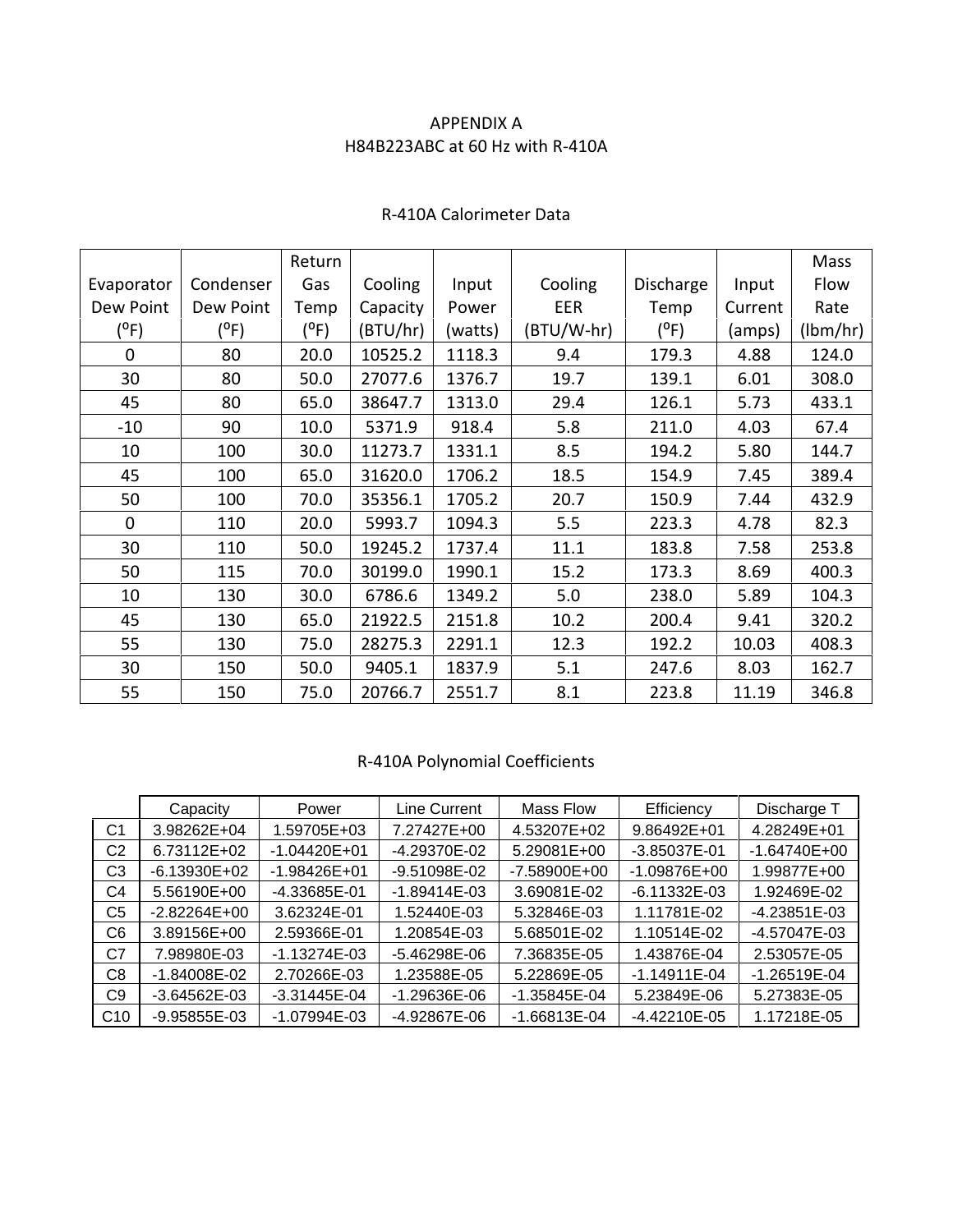# APPENDIX A

## H84B223ABC at 60 Hz with R-410A

### R-410A Calorimeter Data

| Evaporator Dew Point (ºF) | Condenser Dew Point (ºF) | Return Gas Temp (ºF) | Cooling Capacity (BTU/hr) | Input Power (watts) | Cooling EER (BTU/W-hr) | Discharge Temp (ºF) | Input Current (amps) | Mass Flow Rate (lbm/hr) |
|---|---|---|---|---|---|---|---|---|
| 0 | 80 | 20.0 | 10525.2 | 1118.3 | 9.4 | 179.3 | 4.88 | 124.0 |
| 30 | 80 | 50.0 | 27077.6 | 1376.7 | 19.7 | 139.1 | 6.01 | 308.0 |
| 45 | 80 | 65.0 | 38647.7 | 1313.0 | 29.4 | 126.1 | 5.73 | 433.1 |
| -10 | 90 | 10.0 | 5371.9 | 918.4 | 5.8 | 211.0 | 4.03 | 67.4 |
| 10 | 100 | 30.0 | 11273.7 | 1331.1 | 8.5 | 194.2 | 5.80 | 144.7 |
| 45 | 100 | 65.0 | 31620.0 | 1706.2 | 18.5 | 154.9 | 7.45 | 389.4 |
| 50 | 100 | 70.0 | 35356.1 | 1705.2 | 20.7 | 150.9 | 7.44 | 432.9 |
| 0 | 110 | 20.0 | 5993.7 | 1094.3 | 5.5 | 223.3 | 4.78 | 82.3 |
| 30 | 110 | 50.0 | 19245.2 | 1737.4 | 11.1 | 183.8 | 7.58 | 253.8 |
| 50 | 115 | 70.0 | 30199.0 | 1990.1 | 15.2 | 173.3 | 8.69 | 400.3 |
| 10 | 130 | 30.0 | 6786.6 | 1349.2 | 5.0 | 238.0 | 5.89 | 104.3 |
| 45 | 130 | 65.0 | 21922.5 | 2151.8 | 10.2 | 200.4 | 9.41 | 320.2 |
| 55 | 130 | 75.0 | 28275.3 | 2291.1 | 12.3 | 192.2 | 10.03 | 408.3 |
| 30 | 150 | 50.0 | 9405.1 | 1837.9 | 5.1 | 247.6 | 8.03 | 162.7 |
| 55 | 150 | 75.0 | 20766.7 | 2551.7 | 8.1 | 223.8 | 11.19 | 346.8 |

### R-410A Polynomial Coefficients

| | Capacity | Power | Line Current | Mass Flow | Efficiency | Discharge T |
|---|---|---|---|---|---|---|
| C1 | 3.98262E+04 | 1.59705E+03 | 7.27427E+00 | 4.53207E+02 | 9.86492E+01 | 4.28249E+01 |
| C2 | 6.73112E+02 | -1.04420E+01 | -4.29370E-02 | 5.29081E+00 | -3.85037E-01 | -1.64740E+00 |
| C3 | -6.13930E+02 | -1.98426E+01 | -9.51098E-02 | -7.58900E+00 | -1.09876E+00 | 1.99877E+00 |
| C4 | 5.56190E+00 | -4.33685E-01 | -1.89414E-03 | 3.69081E-02 | -6.11332E-03 | 1.92469E-02 |
| C5 | -2.82264E+00 | 3.62324E-01 | 1.52440E-03 | 5.32846E-03 | 1.11781E-02 | -4.23851E-03 |
| C6 | 3.89156E+00 | 2.59366E-01 | 1.20854E-03 | 5.68501E-02 | 1.10514E-02 | -4.57047E-03 |
| C7 | 7.98980E-03 | -1.13274E-03 | -5.46298E-06 | 7.36835E-05 | 1.43876E-04 | 2.53057E-05 |
| C8 | -1.84008E-02 | 2.70266E-03 | 1.23588E-05 | 5.22869E-05 | -1.14911E-04 | -1.26519E-04 |
| C9 | -3.64562E-03 | -3.31445E-04 | -1.29636E-06 | -1.35845E-04 | 5.23849E-06 | 5.27383E-05 |
| C10 | -9.95855E-03 | -1.07994E-03 | -4.92867E-06 | -1.66813E-04 | -4.42210E-05 | 1.17218E-05 |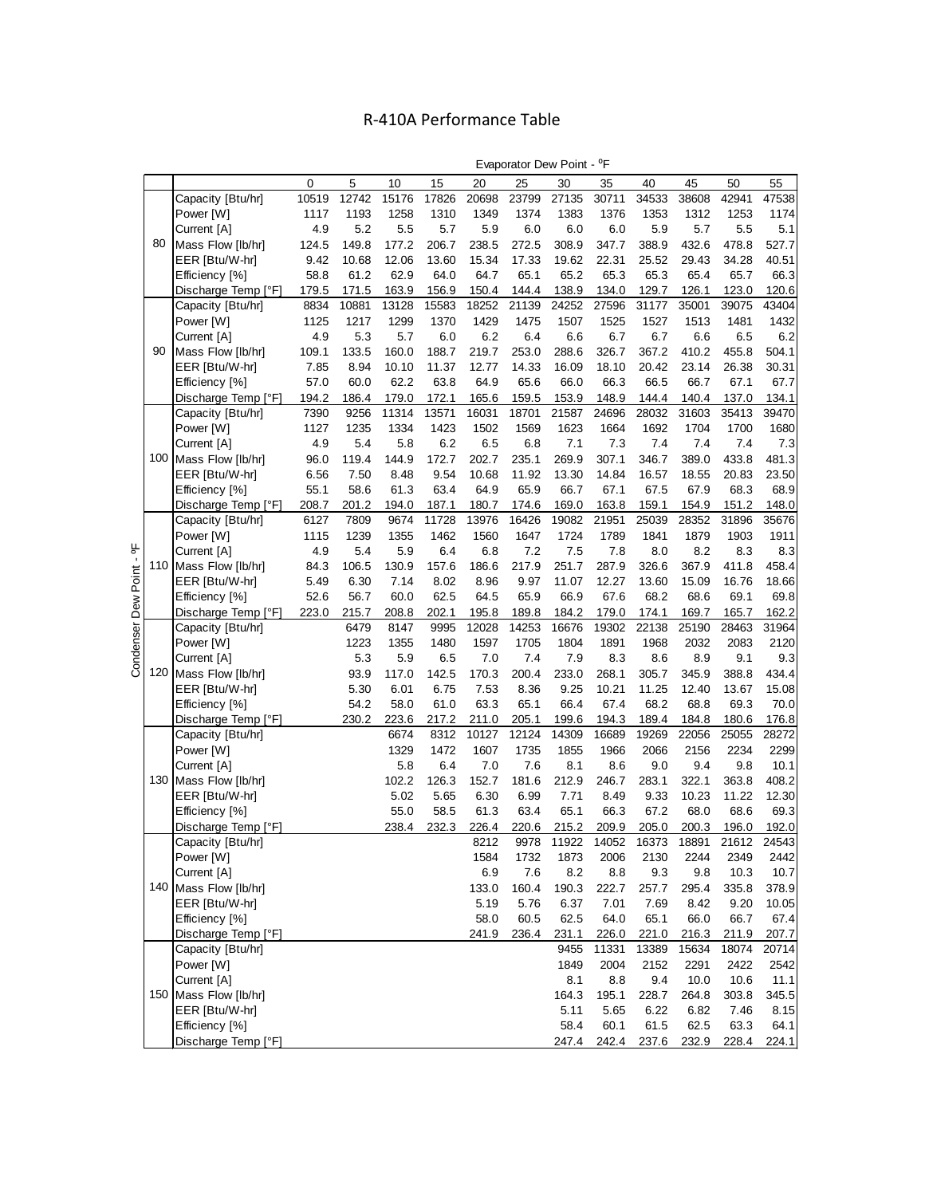# R-410A Performance Table

| Condenser Dew Point - °F | | Evaporator Dew Point - °F | | | | | | | | | | | |
|---|---|---|---|---|---|---|---|---|---|---|---|---|---|
| | | 0 | 5 | 10 | 15 | 20 | 25 | 30 | 35 | 40 | 45 | 50 | 55 |
| 80 | Capacity [Btu/hr] | 10519 | 12742 | 15176 | 17826 | 20698 | 23799 | 27135 | 30711 | 34533 | 38608 | 42941 | 47538 |
| | Power [W] | 1117 | 1193 | 1258 | 1310 | 1349 | 1374 | 1383 | 1376 | 1353 | 1312 | 1253 | 1174 |
| | Current [A] | 4.9 | 5.2 | 5.5 | 5.7 | 5.9 | 6.0 | 6.0 | 6.0 | 5.9 | 5.7 | 5.5 | 5.1 |
| | Mass Flow [lb/hr] | 124.5 | 149.8 | 177.2 | 206.7 | 238.5 | 272.5 | 308.9 | 347.7 | 388.9 | 432.6 | 478.8 | 527.7 |
| | EER [Btu/W-hr] | 9.42 | 10.68 | 12.06 | 13.60 | 15.34 | 17.33 | 19.62 | 22.31 | 25.52 | 29.43 | 34.28 | 40.51 |
| | Efficiency [%] | 58.8 | 61.2 | 62.9 | 64.0 | 64.7 | 65.1 | 65.2 | 65.3 | 65.3 | 65.4 | 65.7 | 66.3 |
| | Discharge Temp [°F] | 179.5 | 171.5 | 163.9 | 156.9 | 150.4 | 144.4 | 138.9 | 134.0 | 129.7 | 126.1 | 123.0 | 120.6 |
| 90 | Capacity [Btu/hr] | 8834 | 10881 | 13128 | 15583 | 18252 | 21139 | 24252 | 27596 | 31177 | 35001 | 39075 | 43404 |
| | Power [W] | 1125 | 1217 | 1299 | 1370 | 1429 | 1475 | 1507 | 1525 | 1527 | 1513 | 1481 | 1432 |
| | Current [A] | 4.9 | 5.3 | 5.7 | 6.0 | 6.2 | 6.4 | 6.6 | 6.7 | 6.7 | 6.6 | 6.5 | 6.2 |
| | Mass Flow [lb/hr] | 109.1 | 133.5 | 160.0 | 188.7 | 219.7 | 253.0 | 288.6 | 326.7 | 367.2 | 410.2 | 455.8 | 504.1 |
| | EER [Btu/W-hr] | 7.85 | 8.94 | 10.10 | 11.37 | 12.77 | 14.33 | 16.09 | 18.10 | 20.42 | 23.14 | 26.38 | 30.31 |
| | Efficiency [%] | 57.0 | 60.0 | 62.2 | 63.8 | 64.9 | 65.6 | 66.0 | 66.3 | 66.5 | 66.7 | 67.1 | 67.7 |
| | Discharge Temp [°F] | 194.2 | 186.4 | 179.0 | 172.1 | 165.6 | 159.5 | 153.9 | 148.9 | 144.4 | 140.4 | 137.0 | 134.1 |
| 100 | Capacity [Btu/hr] | 7390 | 9256 | 11314 | 13571 | 16031 | 18701 | 21587 | 24696 | 28032 | 31603 | 35413 | 39470 |
| | Power [W] | 1127 | 1235 | 1334 | 1423 | 1502 | 1569 | 1623 | 1664 | 1692 | 1704 | 1700 | 1680 |
| | Current [A] | 4.9 | 5.4 | 5.8 | 6.2 | 6.5 | 6.8 | 7.1 | 7.3 | 7.4 | 7.4 | 7.4 | 7.3 |
| | Mass Flow [lb/hr] | 96.0 | 119.4 | 144.9 | 172.7 | 202.7 | 235.1 | 269.9 | 307.1 | 346.7 | 389.0 | 433.8 | 481.3 |
| | EER [Btu/W-hr] | 6.56 | 7.50 | 8.48 | 9.54 | 10.68 | 11.92 | 13.30 | 14.84 | 16.57 | 18.55 | 20.83 | 23.50 |
| | Efficiency [%] | 55.1 | 58.6 | 61.3 | 63.4 | 64.9 | 65.9 | 66.7 | 67.1 | 67.5 | 67.9 | 68.3 | 68.9 |
| | Discharge Temp [°F] | 208.7 | 201.2 | 194.0 | 187.1 | 180.7 | 174.6 | 169.0 | 163.8 | 159.1 | 154.9 | 151.2 | 148.0 |
| 110 | Capacity [Btu/hr] | 6127 | 7809 | 9674 | 11728 | 13976 | 16426 | 19082 | 21951 | 25039 | 28352 | 31896 | 35676 |
| | Power [W] | 1115 | 1239 | 1355 | 1462 | 1560 | 1647 | 1724 | 1789 | 1841 | 1879 | 1903 | 1911 |
| | Current [A] | 4.9 | 5.4 | 5.9 | 6.4 | 6.8 | 7.2 | 7.5 | 7.8 | 8.0 | 8.2 | 8.3 | 8.3 |
| | Mass Flow [lb/hr] | 84.3 | 106.5 | 130.9 | 157.6 | 186.6 | 217.9 | 251.7 | 287.9 | 326.6 | 367.9 | 411.8 | 458.4 |
| | EER [Btu/W-hr] | 5.49 | 6.30 | 7.14 | 8.02 | 8.96 | 9.97 | 11.07 | 12.27 | 13.60 | 15.09 | 16.76 | 18.66 |
| | Efficiency [%] | 52.6 | 56.7 | 60.0 | 62.5 | 64.5 | 65.9 | 66.9 | 67.6 | 68.2 | 68.6 | 69.1 | 69.8 |
| | Discharge Temp [°F] | 223.0 | 215.7 | 208.8 | 202.1 | 195.8 | 189.8 | 184.2 | 179.0 | 174.1 | 169.7 | 165.7 | 162.2 |
| 120 | Capacity [Btu/hr] | | 6479 | 8147 | 9995 | 12028 | 14253 | 16676 | 19302 | 22138 | 25190 | 28463 | 31964 |
| | Power [W] | | 1223 | 1355 | 1480 | 1597 | 1705 | 1804 | 1891 | 1968 | 2032 | 2083 | 2120 |
| | Current [A] | | 5.3 | 5.9 | 6.5 | 7.0 | 7.4 | 7.9 | 8.3 | 8.6 | 8.9 | 9.1 | 9.3 |
| | Mass Flow [lb/hr] | | 93.9 | 117.0 | 142.5 | 170.3 | 200.4 | 233.0 | 268.1 | 305.7 | 345.9 | 388.8 | 434.4 |
| | EER [Btu/W-hr] | | 5.30 | 6.01 | 6.75 | 7.53 | 8.36 | 9.25 | 10.21 | 11.25 | 12.40 | 13.67 | 15.08 |
| | Efficiency [%] | | 54.2 | 58.0 | 61.0 | 63.3 | 65.1 | 66.4 | 67.4 | 68.2 | 68.8 | 69.3 | 70.0 |
| | Discharge Temp [°F] | | 230.2 | 223.6 | 217.2 | 211.0 | 205.1 | 199.6 | 194.3 | 189.4 | 184.8 | 180.6 | 176.8 |
| 130 | Capacity [Btu/hr] | | | 6674 | 8312 | 10127 | 12124 | 14309 | 16689 | 19269 | 22056 | 25055 | 28272 |
| | Power [W] | | | 1329 | 1472 | 1607 | 1735 | 1855 | 1966 | 2066 | 2156 | 2234 | 2299 |
| | Current [A] | | | 5.8 | 6.4 | 7.0 | 7.6 | 8.1 | 8.6 | 9.0 | 9.4 | 9.8 | 10.1 |
| | Mass Flow [lb/hr] | | | 102.2 | 126.3 | 152.7 | 181.6 | 212.9 | 246.7 | 283.1 | 322.1 | 363.8 | 408.2 |
| | EER [Btu/W-hr] | | | 5.02 | 5.65 | 6.30 | 6.99 | 7.71 | 8.49 | 9.33 | 10.23 | 11.22 | 12.30 |
| | Efficiency [%] | | | 55.0 | 58.5 | 61.3 | 63.4 | 65.1 | 66.3 | 67.2 | 68.0 | 68.6 | 69.3 |
| | Discharge Temp [°F] | | | 238.4 | 232.3 | 226.4 | 220.6 | 215.2 | 209.9 | 205.0 | 200.3 | 196.0 | 192.0 |
| 140 | Capacity [Btu/hr] | | | | | 8212 | 9978 | 11922 | 14052 | 16373 | 18891 | 21612 | 24543 |
| | Power [W] | | | | | 1584 | 1732 | 1873 | 2006 | 2130 | 2244 | 2349 | 2442 |
| | Current [A] | | | | | 6.9 | 7.6 | 8.2 | 8.8 | 9.3 | 9.8 | 10.3 | 10.7 |
| | Mass Flow [lb/hr] | | | | | 133.0 | 160.4 | 190.3 | 222.7 | 257.7 | 295.4 | 335.8 | 378.9 |
| | EER [Btu/W-hr] | | | | | 5.19 | 5.76 | 6.37 | 7.01 | 7.69 | 8.42 | 9.20 | 10.05 |
| | Efficiency [%] | | | | | 58.0 | 60.5 | 62.5 | 64.0 | 65.1 | 66.0 | 66.7 | 67.4 |
| | Discharge Temp [°F] | | | | | 241.9 | 236.4 | 231.1 | 226.0 | 221.0 | 216.3 | 211.9 | 207.7 |
| 150 | Capacity [Btu/hr] | | | | | | | 9455 | 11331 | 13389 | 15634 | 18074 | 20714 |
| | Power [W] | | | | | | | 1849 | 2004 | 2152 | 2291 | 2422 | 2542 |
| | Current [A] | | | | | | | 8.1 | 8.8 | 9.4 | 10.0 | 10.6 | 11.1 |
| | Mass Flow [lb/hr] | | | | | | | 164.3 | 195.1 | 228.7 | 264.8 | 303.8 | 345.5 |
| | EER [Btu/W-hr] | | | | | | | 5.11 | 5.65 | 6.22 | 6.82 | 7.46 | 8.15 |
| | Efficiency [%] | | | | | | | 58.4 | 60.1 | 61.5 | 62.5 | 63.3 | 64.1 |
| | Discharge Temp [°F] | | | | | | | 247.4 | 242.4 | 237.6 | 232.9 | 228.4 | 224.1 |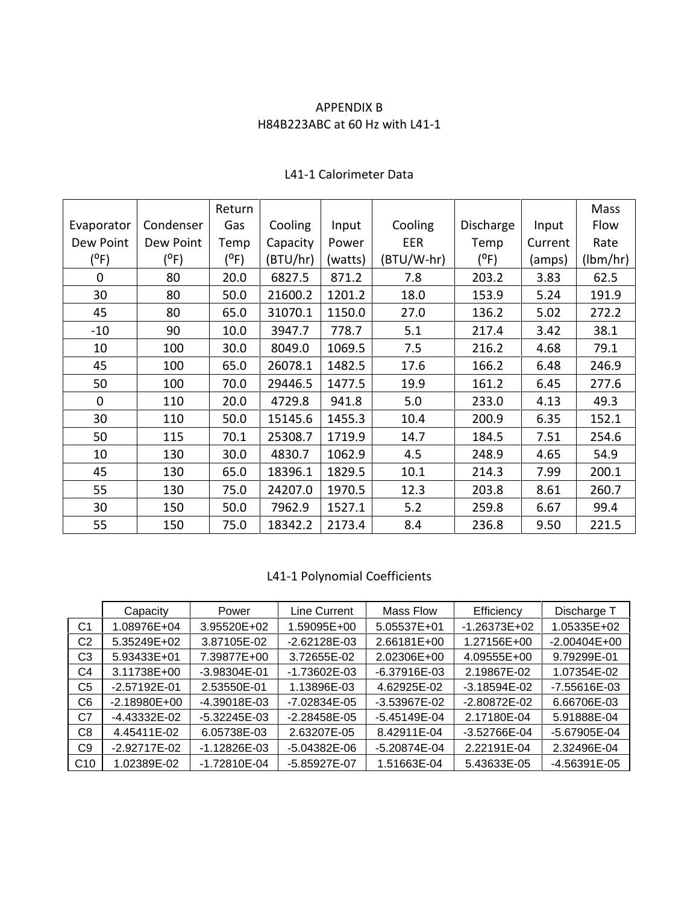# APPENDIX B
## H84B223ABC at 60 Hz with L41-1

### L41-1 Calorimeter Data

| Evaporator Dew Point (ºF) | Condenser Dew Point (ºF) | Return Gas Temp (ºF) | Cooling Capacity (BTU/hr) | Input Power (watts) | Cooling EER (BTU/W-hr) | Discharge Temp (ºF) | Input Current (amps) | Mass Flow Rate (lbm/hr) |
|---|---|---|---|---|---|---|---|---|
| 0 | 80 | 20.0 | 6827.5 | 871.2 | 7.8 | 203.2 | 3.83 | 62.5 |
| 30 | 80 | 50.0 | 21600.2 | 1201.2 | 18.0 | 153.9 | 5.24 | 191.9 |
| 45 | 80 | 65.0 | 31070.1 | 1150.0 | 27.0 | 136.2 | 5.02 | 272.2 |
| -10 | 90 | 10.0 | 3947.7 | 778.7 | 5.1 | 217.4 | 3.42 | 38.1 |
| 10 | 100 | 30.0 | 8049.0 | 1069.5 | 7.5 | 216.2 | 4.68 | 79.1 |
| 45 | 100 | 65.0 | 26078.1 | 1482.5 | 17.6 | 166.2 | 6.48 | 246.9 |
| 50 | 100 | 70.0 | 29446.5 | 1477.5 | 19.9 | 161.2 | 6.45 | 277.6 |
| 0 | 110 | 20.0 | 4729.8 | 941.8 | 5.0 | 233.0 | 4.13 | 49.3 |
| 30 | 110 | 50.0 | 15145.6 | 1455.3 | 10.4 | 200.9 | 6.35 | 152.1 |
| 50 | 115 | 70.1 | 25308.7 | 1719.9 | 14.7 | 184.5 | 7.51 | 254.6 |
| 10 | 130 | 30.0 | 4830.7 | 1062.9 | 4.5 | 248.9 | 4.65 | 54.9 |
| 45 | 130 | 65.0 | 18396.1 | 1829.5 | 10.1 | 214.3 | 7.99 | 200.1 |
| 55 | 130 | 75.0 | 24207.0 | 1970.5 | 12.3 | 203.8 | 8.61 | 260.7 |
| 30 | 150 | 50.0 | 7962.9 | 1527.1 | 5.2 | 259.8 | 6.67 | 99.4 |
| 55 | 150 | 75.0 | 18342.2 | 2173.4 | 8.4 | 236.8 | 9.50 | 221.5 |

### L41-1 Polynomial Coefficients

| | Capacity | Power | Line Current | Mass Flow | Efficiency | Discharge T |
|---|---|---|---|---|---|---|
| C1 | 1.08976E+04 | 3.95520E+02 | 1.59095E+00 | 5.05537E+01 | -1.26373E+02 | 1.05335E+02 |
| C2 | 5.35249E+02 | 3.87105E-02 | -2.62128E-03 | 2.66181E+00 | 1.27156E+00 | -2.00404E+00 |
| C3 | 5.93433E+01 | 7.39877E+00 | 3.72655E-02 | 2.02306E+00 | 4.09555E+00 | 9.79299E-01 |
| C4 | 3.11738E+00 | -3.98304E-01 | -1.73602E-03 | -6.37916E-03 | 2.19867E-02 | 1.07354E-02 |
| C5 | -2.57192E-01 | 2.53550E-01 | 1.13896E-03 | 4.62925E-02 | -3.18594E-02 | -7.55616E-03 |
| C6 | -2.18980E+00 | -4.39018E-03 | -7.02834E-05 | -3.53967E-02 | -2.80872E-02 | 6.66706E-03 |
| C7 | -4.43332E-02 | -5.32245E-03 | -2.28458E-05 | -5.45149E-04 | 2.17180E-04 | 5.91888E-04 |
| C8 | 4.45411E-02 | 6.05738E-03 | 2.63207E-05 | 8.42911E-04 | -3.52766E-04 | -5.67905E-04 |
| C9 | -2.92717E-02 | -1.12826E-03 | -5.04382E-06 | -5.20874E-04 | 2.22191E-04 | 2.32496E-04 |
| C10 | 1.02389E-02 | -1.72810E-04 | -5.85927E-07 | 1.51663E-04 | 5.43633E-05 | -4.56391E-05 |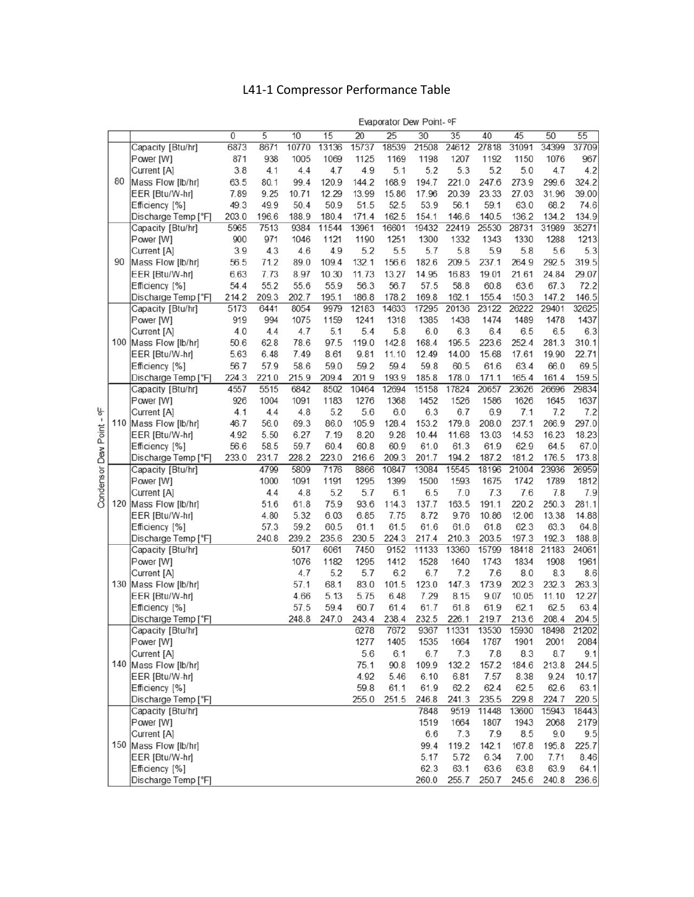# L41-1 Compressor Performance Table

| Condensor Dew Point - °F | | Evaporator Dew Point - °F | | | | | | | | | | | |
|---|---|---|---|---|---|---|---|---|---|---|---|---|---|
| | | 0 | 5 | 10 | 15 | 20 | 25 | 30 | 35 | 40 | 45 | 50 | 55 |
| 80 | Capacity [Btu/hr] | 6873 | 8671 | 10770 | 13136 | 15737 | 18539 | 21508 | 24612 | 27818 | 31091 | 34399 | 37709 |
| | Power [W] | 871 | 938 | 1005 | 1069 | 1125 | 1169 | 1198 | 1207 | 1192 | 1150 | 1076 | 967 |
| | Current [A] | 3.8 | 4.1 | 4.4 | 4.7 | 4.9 | 5.1 | 5.2 | 5.3 | 5.2 | 5.0 | 4.7 | 4.2 |
| | Mass Flow [lb/hr] | 63.5 | 80.1 | 99.4 | 120.9 | 144.2 | 168.9 | 194.7 | 221.0 | 247.6 | 273.9 | 299.6 | 324.2 |
| | EER [Btu/W-hr] | 7.89 | 9.25 | 10.71 | 12.29 | 13.99 | 15.86 | 17.96 | 20.39 | 23.33 | 27.03 | 31.96 | 39.00 |
| | Efficiency [%] | 49.3 | 49.9 | 50.4 | 50.9 | 51.5 | 52.5 | 53.9 | 56.1 | 59.1 | 63.0 | 68.2 | 74.6 |
| | Discharge Temp [°F] | 203.0 | 196.6 | 188.9 | 180.4 | 171.4 | 162.5 | 154.1 | 146.6 | 140.5 | 136.2 | 134.2 | 134.9 |
| 90 | Capacity [Btu/hr] | 5965 | 7513 | 9384 | 11544 | 13961 | 16601 | 19432 | 22419 | 25530 | 28731 | 31989 | 35271 |
| | Power [W] | 900 | 971 | 1046 | 1121 | 1190 | 1251 | 1300 | 1332 | 1343 | 1330 | 1288 | 1213 |
| | Current [A] | 3.9 | 4.3 | 4.6 | 4.9 | 5.2 | 5.5 | 5.7 | 5.8 | 5.9 | 5.8 | 5.6 | 5.3 |
| | Mass Flow [lb/hr] | 56.5 | 71.2 | 89.0 | 109.4 | 132.1 | 156.6 | 182.6 | 209.5 | 237.1 | 264.9 | 292.5 | 319.5 |
| | EER [Btu/W-hr] | 6.63 | 7.73 | 8.97 | 10.30 | 11.73 | 13.27 | 14.95 | 16.83 | 19.01 | 21.61 | 24.84 | 29.07 |
| | Efficiency [%] | 54.4 | 55.2 | 55.6 | 55.9 | 56.3 | 56.7 | 57.5 | 58.8 | 60.8 | 63.6 | 67.3 | 72.2 |
| | Discharge Temp [°F] | 214.2 | 209.3 | 202.7 | 195.1 | 186.8 | 178.2 | 169.8 | 162.1 | 155.4 | 150.3 | 147.2 | 146.5 |
| 100 | Capacity [Btu/hr] | 5173 | 6441 | 8054 | 9979 | 12183 | 14633 | 17295 | 20136 | 23122 | 26222 | 29401 | 32625 |
| | Power [W] | 919 | 994 | 1075 | 1159 | 1241 | 1318 | 1385 | 1438 | 1474 | 1489 | 1478 | 1437 |
| | Current [A] | 4.0 | 4.4 | 4.7 | 5.1 | 5.4 | 5.8 | 6.0 | 6.3 | 6.4 | 6.5 | 6.5 | 6.3 |
| | Mass Flow [lb/hr] | 50.6 | 62.8 | 78.6 | 97.5 | 119.0 | 142.8 | 168.4 | 195.5 | 223.6 | 252.4 | 281.3 | 310.1 |
| | EER [Btu/W-hr] | 5.63 | 6.48 | 7.49 | 8.61 | 9.81 | 11.10 | 12.49 | 14.00 | 15.68 | 17.61 | 19.90 | 22.71 |
| | Efficiency [%] | 56.7 | 57.9 | 58.6 | 59.0 | 59.2 | 59.4 | 59.8 | 60.5 | 61.6 | 63.4 | 66.0 | 69.5 |
| | Discharge Temp [°F] | 224.3 | 221.0 | 215.9 | 209.4 | 201.9 | 193.9 | 185.8 | 178.0 | 171.1 | 165.4 | 161.4 | 159.5 |
| 110 | Capacity [Btu/hr] | 4557 | 5515 | 6842 | 8502 | 10464 | 12694 | 15158 | 17824 | 20657 | 23626 | 26696 | 29834 |
| | Power [W] | 926 | 1004 | 1091 | 1183 | 1276 | 1368 | 1452 | 1526 | 1586 | 1626 | 1645 | 1637 |
| | Current [A] | 4.1 | 4.4 | 4.8 | 5.2 | 5.6 | 6.0 | 6.3 | 6.7 | 6.9 | 7.1 | 7.2 | 7.2 |
| | Mass Flow [lb/hr] | 46.7 | 56.0 | 69.3 | 86.0 | 105.9 | 128.4 | 153.2 | 179.8 | 208.0 | 237.1 | 266.9 | 297.0 |
| | EER [Btu/W-hr] | 4.92 | 5.50 | 6.27 | 7.19 | 8.20 | 9.28 | 10.44 | 11.68 | 13.03 | 14.53 | 16.23 | 18.23 |
| | Efficiency [%] | 56.6 | 58.5 | 59.7 | 60.4 | 60.8 | 60.9 | 61.0 | 61.3 | 61.9 | 62.9 | 64.5 | 67.0 |
| | Discharge Temp [°F] | 233.0 | 231.7 | 228.2 | 223.0 | 216.6 | 209.3 | 201.7 | 194.2 | 187.2 | 181.2 | 176.5 | 173.8 |
| 120 | Capacity [Btu/hr] | | 4799 | 5809 | 7176 | 8866 | 10847 | 13084 | 15545 | 18196 | 21004 | 23936 | 26959 |
| | Power [W] | | 1000 | 1091 | 1191 | 1295 | 1399 | 1500 | 1593 | 1675 | 1742 | 1789 | 1812 |
| | Current [A] | | 4.4 | 4.8 | 5.2 | 5.7 | 6.1 | 6.5 | 7.0 | 7.3 | 7.6 | 7.8 | 7.9 |
| | Mass Flow [lb/hr] | | 51.6 | 61.8 | 75.9 | 93.6 | 114.3 | 137.7 | 163.5 | 191.1 | 220.2 | 250.3 | 281.1 |
| | EER [Btu/W-hr] | | 4.80 | 5.32 | 6.03 | 6.85 | 7.75 | 8.72 | 9.76 | 10.86 | 12.06 | 13.38 | 14.88 |
| | Efficiency [%] | | 57.3 | 59.2 | 60.5 | 61.1 | 61.5 | 61.6 | 61.6 | 61.8 | 62.3 | 63.3 | 64.8 |
| | Discharge Temp [°F] | | 240.8 | 239.2 | 235.6 | 230.5 | 224.3 | 217.4 | 210.3 | 203.5 | 197.3 | 192.3 | 188.8 |
| 130 | Capacity [Btu/hr] | | | 5017 | 6061 | 7450 | 9152 | 11133 | 13360 | 15799 | 18418 | 21183 | 24061 |
| | Power [W] | | | 1076 | 1182 | 1295 | 1412 | 1528 | 1640 | 1743 | 1834 | 1908 | 1961 |
| | Current [A] | | | 4.7 | 5.2 | 5.7 | 6.2 | 6.7 | 7.2 | 7.6 | 8.0 | 8.3 | 8.6 |
| | Mass Flow [lb/hr] | | | 57.1 | 68.1 | 83.0 | 101.5 | 123.0 | 147.3 | 173.9 | 202.3 | 232.3 | 263.3 |
| | EER [Btu/W-hr] | | | 4.66 | 5.13 | 5.75 | 6.48 | 7.29 | 8.15 | 9.07 | 10.05 | 11.10 | 12.27 |
| | Efficiency [%] | | | 57.5 | 59.4 | 60.7 | 61.4 | 61.7 | 61.8 | 61.9 | 62.1 | 62.5 | 63.4 |
| | Discharge Temp [°F] | | | 248.8 | 247.0 | 243.4 | 238.4 | 232.5 | 226.1 | 219.7 | 213.6 | 208.4 | 204.5 |
| 140 | Capacity [Btu/hr] | | | | | 6278 | 7672 | 9367 | 11331 | 13530 | 15930 | 18498 | 21202 |
| | Power [W] | | | | | 1277 | 1405 | 1535 | 1664 | 1787 | 1901 | 2001 | 2084 |
| | Current [A] | | | | | 5.6 | 6.1 | 6.7 | 7.3 | 7.8 | 8.3 | 8.7 | 9.1 |
| | Mass Flow [lb/hr] | | | | | 75.1 | 90.8 | 109.9 | 132.2 | 157.2 | 184.6 | 213.8 | 244.5 |
| | EER [Btu/W-hr] | | | | | 4.92 | 5.46 | 6.10 | 6.81 | 7.57 | 8.38 | 9.24 | 10.17 |
| | Efficiency [%] | | | | | 59.8 | 61.1 | 61.9 | 62.2 | 62.4 | 62.5 | 62.6 | 63.1 |
| | Discharge Temp [°F] | | | | | 255.0 | 251.5 | 246.8 | 241.3 | 235.5 | 229.8 | 224.7 | 220.5 |
| 150 | Capacity [Btu/hr] | | | | | | | 7848 | 9519 | 11448 | 13600 | 15943 | 18443 |
| | Power [W] | | | | | | | 1519 | 1664 | 1807 | 1943 | 2068 | 2179 |
| | Current [A] | | | | | | | 6.6 | 7.3 | 7.9 | 8.5 | 9.0 | 9.5 |
| | Mass Flow [lb/hr] | | | | | | | 99.4 | 119.2 | 142.1 | 167.8 | 195.8 | 225.7 |
| | EER [Btu/W-hr] | | | | | | | 5.17 | 5.72 | 6.34 | 7.00 | 7.71 | 8.46 |
| | Efficiency [%] | | | | | | | 62.3 | 63.1 | 63.6 | 63.8 | 63.9 | 64.1 |
| | Discharge Temp [°F] | | | | | | | 260.0 | 255.7 | 250.7 | 245.6 | 240.8 | 236.6 |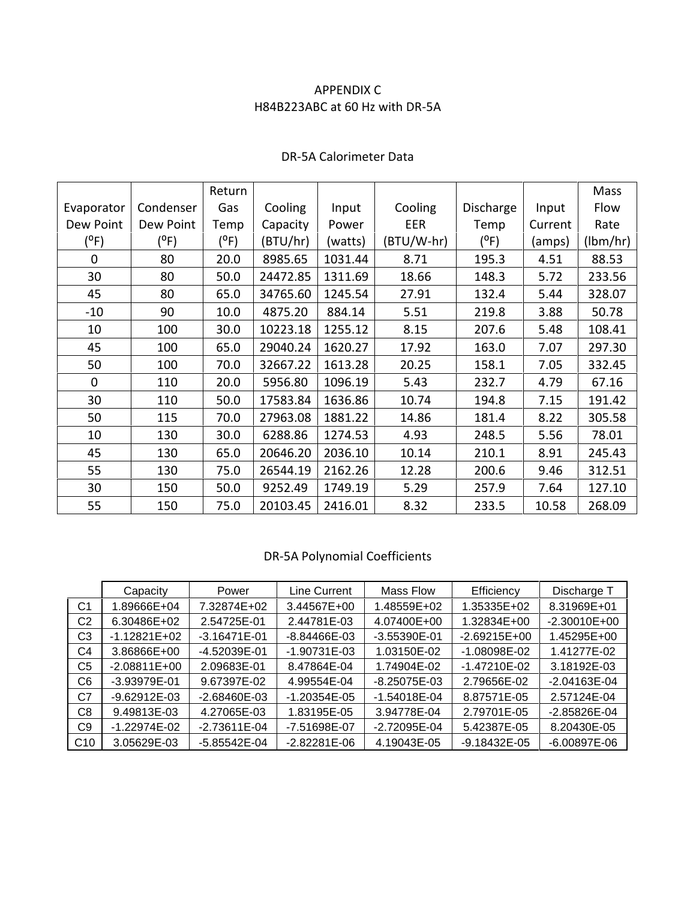# APPENDIX C

## H84B223ABC at 60 Hz with DR-5A

### DR-5A Calorimeter Data

| Evaporator Dew Point (ºF) | Condenser Dew Point (ºF) | Return Gas Temp (ºF) | Cooling Capacity (BTU/hr) | Input Power (watts) | Cooling EER (BTU/W-hr) | Discharge Temp (ºF) | Input Current (amps) | Mass Flow Rate (lbm/hr) |
|---|---|---|---|---|---|---|---|---|
| 0 | 80 | 20.0 | 8985.65 | 1031.44 | 8.71 | 195.3 | 4.51 | 88.53 |
| 30 | 80 | 50.0 | 24472.85 | 1311.69 | 18.66 | 148.3 | 5.72 | 233.56 |
| 45 | 80 | 65.0 | 34765.60 | 1245.54 | 27.91 | 132.4 | 5.44 | 328.07 |
| -10 | 90 | 10.0 | 4875.20 | 884.14 | 5.51 | 219.8 | 3.88 | 50.78 |
| 10 | 100 | 30.0 | 10223.18 | 1255.12 | 8.15 | 207.6 | 5.48 | 108.41 |
| 45 | 100 | 65.0 | 29040.24 | 1620.27 | 17.92 | 163.0 | 7.07 | 297.30 |
| 50 | 100 | 70.0 | 32667.22 | 1613.28 | 20.25 | 158.1 | 7.05 | 332.45 |
| 0 | 110 | 20.0 | 5956.80 | 1096.19 | 5.43 | 232.7 | 4.79 | 67.16 |
| 30 | 110 | 50.0 | 17583.84 | 1636.86 | 10.74 | 194.8 | 7.15 | 191.42 |
| 50 | 115 | 70.0 | 27963.08 | 1881.22 | 14.86 | 181.4 | 8.22 | 305.58 |
| 10 | 130 | 30.0 | 6288.86 | 1274.53 | 4.93 | 248.5 | 5.56 | 78.01 |
| 45 | 130 | 65.0 | 20646.20 | 2036.10 | 10.14 | 210.1 | 8.91 | 245.43 |
| 55 | 130 | 75.0 | 26544.19 | 2162.26 | 12.28 | 200.6 | 9.46 | 312.51 |
| 30 | 150 | 50.0 | 9252.49 | 1749.19 | 5.29 | 257.9 | 7.64 | 127.10 |
| 55 | 150 | 75.0 | 20103.45 | 2416.01 | 8.32 | 233.5 | 10.58 | 268.09 |

### DR-5A Polynomial Coefficients

| | Capacity | Power | Line Current | Mass Flow | Efficiency | Discharge T |
|---|---|---|---|---|---|---|
| C1 | 1.89666E+04 | 7.32874E+02 | 3.44567E+00 | 1.48559E+02 | 1.35335E+02 | 8.31969E+01 |
| C2 | 6.30486E+02 | 2.54725E-01 | 2.44781E-03 | 4.07400E+00 | 1.32834E+00 | -2.30010E+00 |
| C3 | -1.12821E+02 | -3.16471E-01 | -8.84466E-03 | -3.55390E-01 | -2.69215E+00 | 1.45295E+00 |
| C4 | 3.86866E+00 | -4.52039E-01 | -1.90731E-03 | 1.03150E-02 | -1.08098E-02 | 1.41277E-02 |
| C5 | -2.08811E+00 | 2.09683E-01 | 8.47864E-04 | 1.74904E-02 | -1.47210E-02 | 3.18192E-03 |
| C6 | -3.93979E-01 | 9.67397E-02 | 4.99554E-04 | -8.25075E-03 | 2.79656E-02 | -2.04163E-04 |
| C7 | -9.62912E-03 | -2.68460E-03 | -1.20354E-05 | -1.54018E-04 | 8.87571E-05 | 2.57124E-04 |
| C8 | 9.49813E-03 | 4.27065E-03 | 1.83195E-05 | 3.94778E-04 | 2.79701E-05 | -2.85826E-04 |
| C9 | -1.22974E-02 | -2.73611E-04 | -7.51698E-07 | -2.72095E-04 | 5.42387E-05 | 8.20430E-05 |
| C10 | 3.05629E-03 | -5.85542E-04 | -2.82281E-06 | 4.19043E-05 | -9.18432E-05 | -6.00897E-06 |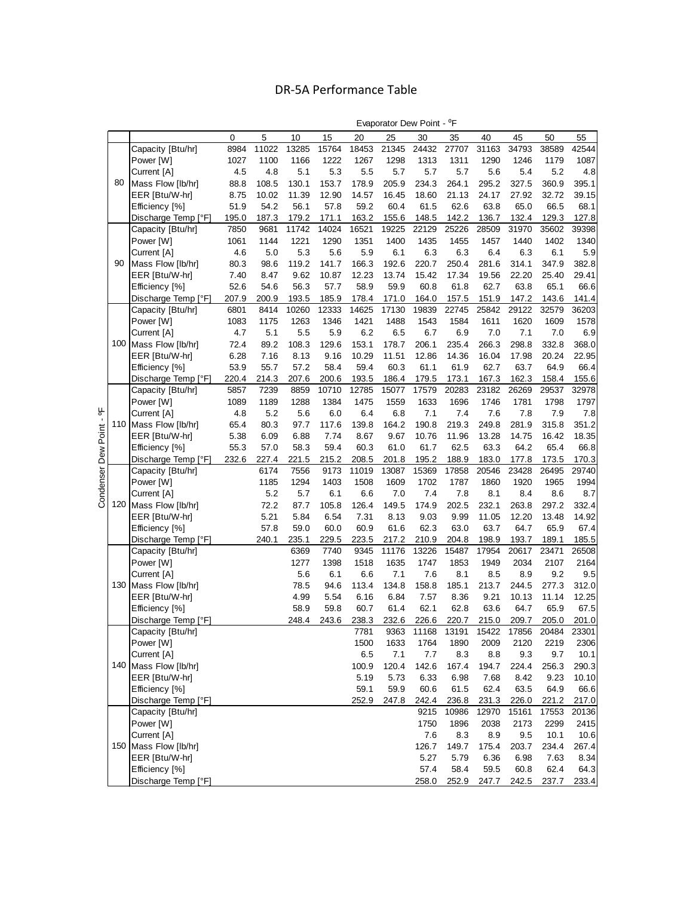# DR-5A Performance Table

| Condenser Dew Point - °F | | Evaporator Dew Point - °F | | | | | | | | | | | |
|---|---|---|---|---|---|---|---|---|---|---|---|---|---|
| | | 0 | 5 | 10 | 15 | 20 | 25 | 30 | 35 | 40 | 45 | 50 | 55 |
| 80 | Capacity [Btu/hr] | 8984 | 11022 | 13285 | 15764 | 18453 | 21345 | 24432 | 27707 | 31163 | 34793 | 38589 | 42544 |
| | Power [W] | 1027 | 1100 | 1166 | 1222 | 1267 | 1298 | 1313 | 1311 | 1290 | 1246 | 1179 | 1087 |
| | Current [A] | 4.5 | 4.8 | 5.1 | 5.3 | 5.5 | 5.7 | 5.7 | 5.7 | 5.6 | 5.4 | 5.2 | 4.8 |
| | Mass Flow [lb/hr] | 88.8 | 108.5 | 130.1 | 153.7 | 178.9 | 205.9 | 234.3 | 264.1 | 295.2 | 327.5 | 360.9 | 395.1 |
| | EER [Btu/W-hr] | 8.75 | 10.02 | 11.39 | 12.90 | 14.57 | 16.45 | 18.60 | 21.13 | 24.17 | 27.92 | 32.72 | 39.15 |
| | Efficiency [%] | 51.9 | 54.2 | 56.1 | 57.8 | 59.2 | 60.4 | 61.5 | 62.6 | 63.8 | 65.0 | 66.5 | 68.1 |
| | Discharge Temp [°F] | 195.0 | 187.3 | 179.2 | 171.1 | 163.2 | 155.6 | 148.5 | 142.2 | 136.7 | 132.4 | 129.3 | 127.8 |
| 90 | Capacity [Btu/hr] | 7850 | 9681 | 11742 | 14024 | 16521 | 19225 | 22129 | 25226 | 28509 | 31970 | 35602 | 39398 |
| | Power [W] | 1061 | 1144 | 1221 | 1290 | 1351 | 1400 | 1435 | 1455 | 1457 | 1440 | 1402 | 1340 |
| | Current [A] | 4.6 | 5.0 | 5.3 | 5.6 | 5.9 | 6.1 | 6.3 | 6.3 | 6.4 | 6.3 | 6.1 | 5.9 |
| | Mass Flow [lb/hr] | 80.3 | 98.6 | 119.2 | 141.7 | 166.3 | 192.6 | 220.7 | 250.4 | 281.6 | 314.1 | 347.9 | 382.8 |
| | EER [Btu/W-hr] | 7.40 | 8.47 | 9.62 | 10.87 | 12.23 | 13.74 | 15.42 | 17.34 | 19.56 | 22.20 | 25.40 | 29.41 |
| | Efficiency [%] | 52.6 | 54.6 | 56.3 | 57.7 | 58.9 | 59.9 | 60.8 | 61.8 | 62.7 | 63.8 | 65.1 | 66.6 |
| | Discharge Temp [°F] | 207.9 | 200.9 | 193.5 | 185.9 | 178.4 | 171.0 | 164.0 | 157.5 | 151.9 | 147.2 | 143.6 | 141.4 |
| 100 | Capacity [Btu/hr] | 6801 | 8414 | 10260 | 12333 | 14625 | 17130 | 19839 | 22745 | 25842 | 29122 | 32579 | 36203 |
| | Power [W] | 1083 | 1175 | 1263 | 1346 | 1421 | 1488 | 1543 | 1584 | 1611 | 1620 | 1609 | 1578 |
| | Current [A] | 4.7 | 5.1 | 5.5 | 5.9 | 6.2 | 6.5 | 6.7 | 6.9 | 7.0 | 7.1 | 7.0 | 6.9 |
| | Mass Flow [lb/hr] | 72.4 | 89.2 | 108.3 | 129.6 | 153.1 | 178.7 | 206.1 | 235.4 | 266.3 | 298.8 | 332.8 | 368.0 |
| | EER [Btu/W-hr] | 6.28 | 7.16 | 8.13 | 9.16 | 10.29 | 11.51 | 12.86 | 14.36 | 16.04 | 17.98 | 20.24 | 22.95 |
| | Efficiency [%] | 53.9 | 55.7 | 57.2 | 58.4 | 59.4 | 60.3 | 61.1 | 61.9 | 62.7 | 63.7 | 64.9 | 66.4 |
| | Discharge Temp [°F] | 220.4 | 214.3 | 207.6 | 200.6 | 193.5 | 186.4 | 179.5 | 173.1 | 167.3 | 162.3 | 158.4 | 155.6 |
| 110 | Capacity [Btu/hr] | 5857 | 7239 | 8859 | 10710 | 12785 | 15077 | 17579 | 20283 | 23182 | 26269 | 29537 | 32978 |
| | Power [W] | 1089 | 1189 | 1288 | 1384 | 1475 | 1559 | 1633 | 1696 | 1746 | 1781 | 1798 | 1797 |
| | Current [A] | 4.8 | 5.2 | 5.6 | 6.0 | 6.4 | 6.8 | 7.1 | 7.4 | 7.6 | 7.8 | 7.9 | 7.8 |
| | Mass Flow [lb/hr] | 65.4 | 80.3 | 97.7 | 117.6 | 139.8 | 164.2 | 190.8 | 219.3 | 249.8 | 281.9 | 315.8 | 351.2 |
| | EER [Btu/W-hr] | 5.38 | 6.09 | 6.88 | 7.74 | 8.67 | 9.67 | 10.76 | 11.96 | 13.28 | 14.75 | 16.42 | 18.35 |
| | Efficiency [%] | 55.3 | 57.0 | 58.3 | 59.4 | 60.3 | 61.0 | 61.7 | 62.5 | 63.3 | 64.2 | 65.4 | 66.8 |
| | Discharge Temp [°F] | 232.6 | 227.4 | 221.5 | 215.2 | 208.5 | 201.8 | 195.2 | 188.9 | 183.0 | 177.8 | 173.5 | 170.3 |
| 120 | Capacity [Btu/hr] | | 6174 | 7556 | 9173 | 11019 | 13087 | 15369 | 17858 | 20546 | 23428 | 26495 | 29740 |
| | Power [W] | | 1185 | 1294 | 1403 | 1508 | 1609 | 1702 | 1787 | 1860 | 1920 | 1965 | 1994 |
| | Current [A] | | 5.2 | 5.7 | 6.1 | 6.6 | 7.0 | 7.4 | 7.8 | 8.1 | 8.4 | 8.6 | 8.7 |
| | Mass Flow [lb/hr] | | 72.2 | 87.7 | 105.8 | 126.4 | 149.5 | 174.9 | 202.5 | 232.1 | 263.8 | 297.2 | 332.4 |
| | EER [Btu/W-hr] | | 5.21 | 5.84 | 6.54 | 7.31 | 8.13 | 9.03 | 9.99 | 11.05 | 12.20 | 13.48 | 14.92 |
| | Efficiency [%] | | 57.8 | 59.0 | 60.0 | 60.9 | 61.6 | 62.3 | 63.0 | 63.7 | 64.7 | 65.9 | 67.4 |
| | Discharge Temp [°F] | | 240.1 | 235.1 | 229.5 | 223.5 | 217.2 | 210.9 | 204.8 | 198.9 | 193.7 | 189.1 | 185.5 |
| 130 | Capacity [Btu/hr] | | | 6369 | 7740 | 9345 | 11176 | 13226 | 15487 | 17954 | 20617 | 23471 | 26508 |
| | Power [W] | | | 1277 | 1398 | 1518 | 1635 | 1747 | 1853 | 1949 | 2034 | 2107 | 2164 |
| | Current [A] | | | 5.6 | 6.1 | 6.6 | 7.1 | 7.6 | 8.1 | 8.5 | 8.9 | 9.2 | 9.5 |
| | Mass Flow [lb/hr] | | | 78.5 | 94.6 | 113.4 | 134.8 | 158.8 | 185.1 | 213.7 | 244.5 | 277.3 | 312.0 |
| | EER [Btu/W-hr] | | | 4.99 | 5.54 | 6.16 | 6.84 | 7.57 | 8.36 | 9.21 | 10.13 | 11.14 | 12.25 |
| | Efficiency [%] | | | 58.9 | 59.8 | 60.7 | 61.4 | 62.1 | 62.8 | 63.6 | 64.7 | 65.9 | 67.5 |
| | Discharge Temp [°F] | | | 248.4 | 243.6 | 238.3 | 232.6 | 226.6 | 220.7 | 215.0 | 209.7 | 205.0 | 201.0 |
| 140 | Capacity [Btu/hr] | | | | | 7781 | 9363 | 11168 | 13191 | 15422 | 17856 | 20484 | 23301 |
| | Power [W] | | | | | 1500 | 1633 | 1764 | 1890 | 2009 | 2120 | 2219 | 2306 |
| | Current [A] | | | | | 6.5 | 7.1 | 7.7 | 8.3 | 8.8 | 9.3 | 9.7 | 10.1 |
| | Mass Flow [lb/hr] | | | | | 100.9 | 120.4 | 142.6 | 167.4 | 194.7 | 224.4 | 256.3 | 290.3 |
| | EER [Btu/W-hr] | | | | | 5.19 | 5.73 | 6.33 | 6.98 | 7.68 | 8.42 | 9.23 | 10.10 |
| | Efficiency [%] | | | | | 59.1 | 59.9 | 60.6 | 61.5 | 62.4 | 63.5 | 64.9 | 66.6 |
| | Discharge Temp [°F] | | | | | 252.9 | 247.8 | 242.4 | 236.8 | 231.3 | 226.0 | 221.2 | 217.0 |
| 150 | Capacity [Btu/hr] | | | | | | | 9215 | 10986 | 12970 | 15161 | 17553 | 20136 |
| | Power [W] | | | | | | | 1750 | 1896 | 2038 | 2173 | 2299 | 2415 |
| | Current [A] | | | | | | | 7.6 | 8.3 | 8.9 | 9.5 | 10.1 | 10.6 |
| | Mass Flow [lb/hr] | | | | | | | 126.7 | 149.7 | 175.4 | 203.7 | 234.4 | 267.4 |
| | EER [Btu/W-hr] | | | | | | | 5.27 | 5.79 | 6.36 | 6.98 | 7.63 | 8.34 |
| | Efficiency [%] | | | | | | | 57.4 | 58.4 | 59.5 | 60.8 | 62.4 | 64.3 |
| | Discharge Temp [°F] | | | | | | | 258.0 | 252.9 | 247.7 | 242.5 | 237.7 | 233.4 |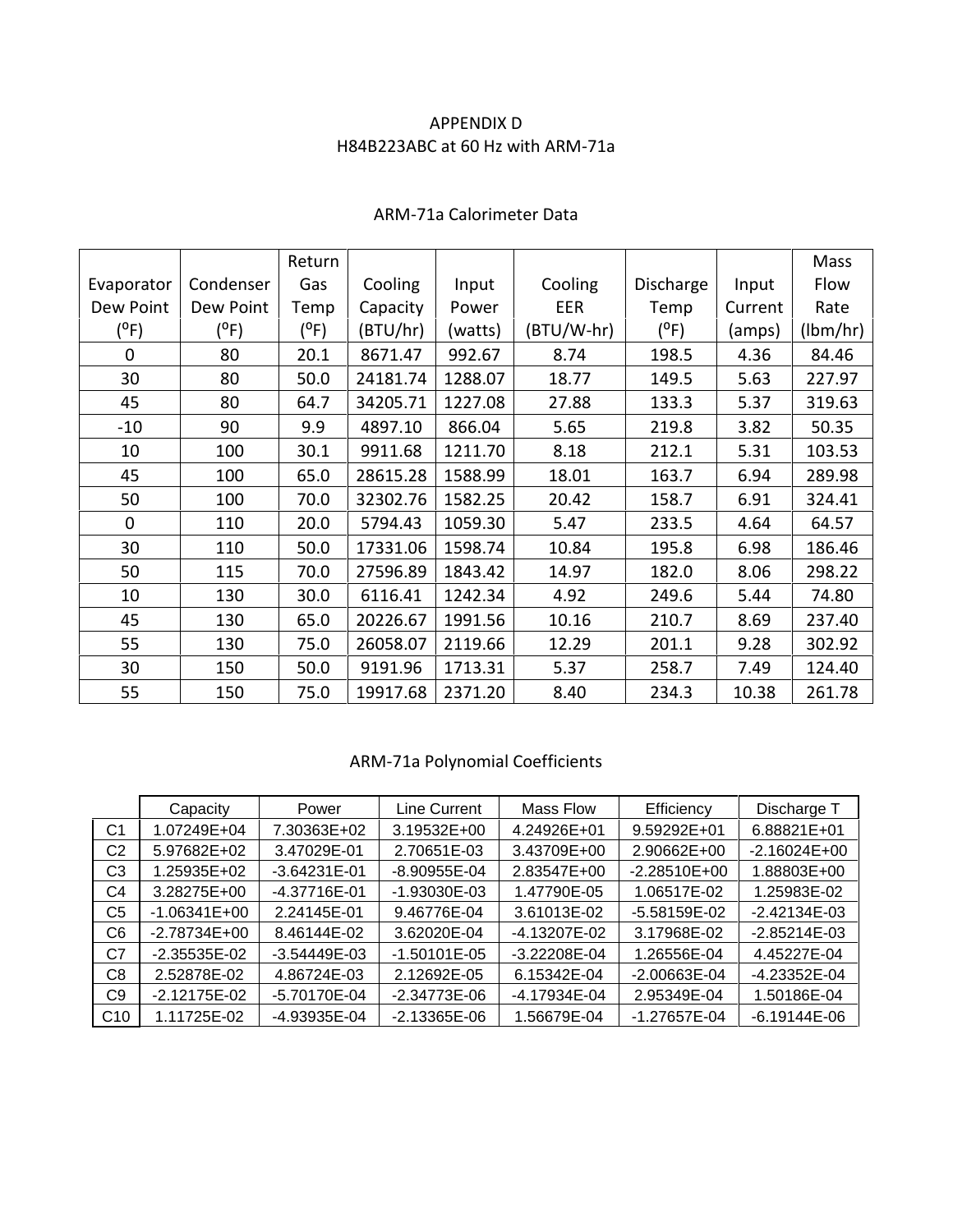# APPENDIX D

## H84B223ABC at 60 Hz with ARM-71a

### ARM-71a Calorimeter Data

| Evaporator Dew Point (ºF) | Condenser Dew Point (ºF) | Return Gas Temp (ºF) | Cooling Capacity (BTU/hr) | Input Power (watts) | Cooling EER (BTU/W-hr) | Discharge Temp (ºF) | Input Current (amps) | Mass Flow Rate (lbm/hr) |
|---|---|---|---|---|---|---|---|---|
| 0 | 80 | 20.1 | 8671.47 | 992.67 | 8.74 | 198.5 | 4.36 | 84.46 |
| 30 | 80 | 50.0 | 24181.74 | 1288.07 | 18.77 | 149.5 | 5.63 | 227.97 |
| 45 | 80 | 64.7 | 34205.71 | 1227.08 | 27.88 | 133.3 | 5.37 | 319.63 |
| -10 | 90 | 9.9 | 4897.10 | 866.04 | 5.65 | 219.8 | 3.82 | 50.35 |
| 10 | 100 | 30.1 | 9911.68 | 1211.70 | 8.18 | 212.1 | 5.31 | 103.53 |
| 45 | 100 | 65.0 | 28615.28 | 1588.99 | 18.01 | 163.7 | 6.94 | 289.98 |
| 50 | 100 | 70.0 | 32302.76 | 1582.25 | 20.42 | 158.7 | 6.91 | 324.41 |
| 0 | 110 | 20.0 | 5794.43 | 1059.30 | 5.47 | 233.5 | 4.64 | 64.57 |
| 30 | 110 | 50.0 | 17331.06 | 1598.74 | 10.84 | 195.8 | 6.98 | 186.46 |
| 50 | 115 | 70.0 | 27596.89 | 1843.42 | 14.97 | 182.0 | 8.06 | 298.22 |
| 10 | 130 | 30.0 | 6116.41 | 1242.34 | 4.92 | 249.6 | 5.44 | 74.80 |
| 45 | 130 | 65.0 | 20226.67 | 1991.56 | 10.16 | 210.7 | 8.69 | 237.40 |
| 55 | 130 | 75.0 | 26058.07 | 2119.66 | 12.29 | 201.1 | 9.28 | 302.92 |
| 30 | 150 | 50.0 | 9191.96 | 1713.31 | 5.37 | 258.7 | 7.49 | 124.40 |
| 55 | 150 | 75.0 | 19917.68 | 2371.20 | 8.40 | 234.3 | 10.38 | 261.78 |

### ARM-71a Polynomial Coefficients

| | Capacity | Power | Line Current | Mass Flow | Efficiency | Discharge T |
|---|---|---|---|---|---|---|
| C1 | 1.07249E+04 | 7.30363E+02 | 3.19532E+00 | 4.24926E+01 | 9.59292E+01 | 6.88821E+01 |
| C2 | 5.97682E+02 | 3.47029E-01 | 2.70651E-03 | 3.43709E+00 | 2.90662E+00 | -2.16024E+00 |
| C3 | 1.25935E+02 | -3.64231E-01 | -8.90955E-04 | 2.83547E+00 | -2.28510E+00 | 1.88803E+00 |
| C4 | 3.28275E+00 | -4.37716E-01 | -1.93030E-03 | 1.47790E-05 | 1.06517E-02 | 1.25983E-02 |
| C5 | -1.06341E+00 | 2.24145E-01 | 9.46776E-04 | 3.61013E-02 | -5.58159E-02 | -2.42134E-03 |
| C6 | -2.78734E+00 | 8.46144E-02 | 3.62020E-04 | -4.13207E-02 | 3.17968E-02 | -2.85214E-03 |
| C7 | -2.35535E-02 | -3.54449E-03 | -1.50101E-05 | -3.22208E-04 | 1.26556E-04 | 4.45227E-04 |
| C8 | 2.52878E-02 | 4.86724E-03 | 2.12692E-05 | 6.15342E-04 | -2.00663E-04 | -4.23352E-04 |
| C9 | -2.12175E-02 | -5.70170E-04 | -2.34773E-06 | -4.17934E-04 | 2.95349E-04 | 1.50186E-04 |
| C10 | 1.11725E-02 | -4.93935E-04 | -2.13365E-06 | 1.56679E-04 | -1.27657E-04 | -6.19144E-06 |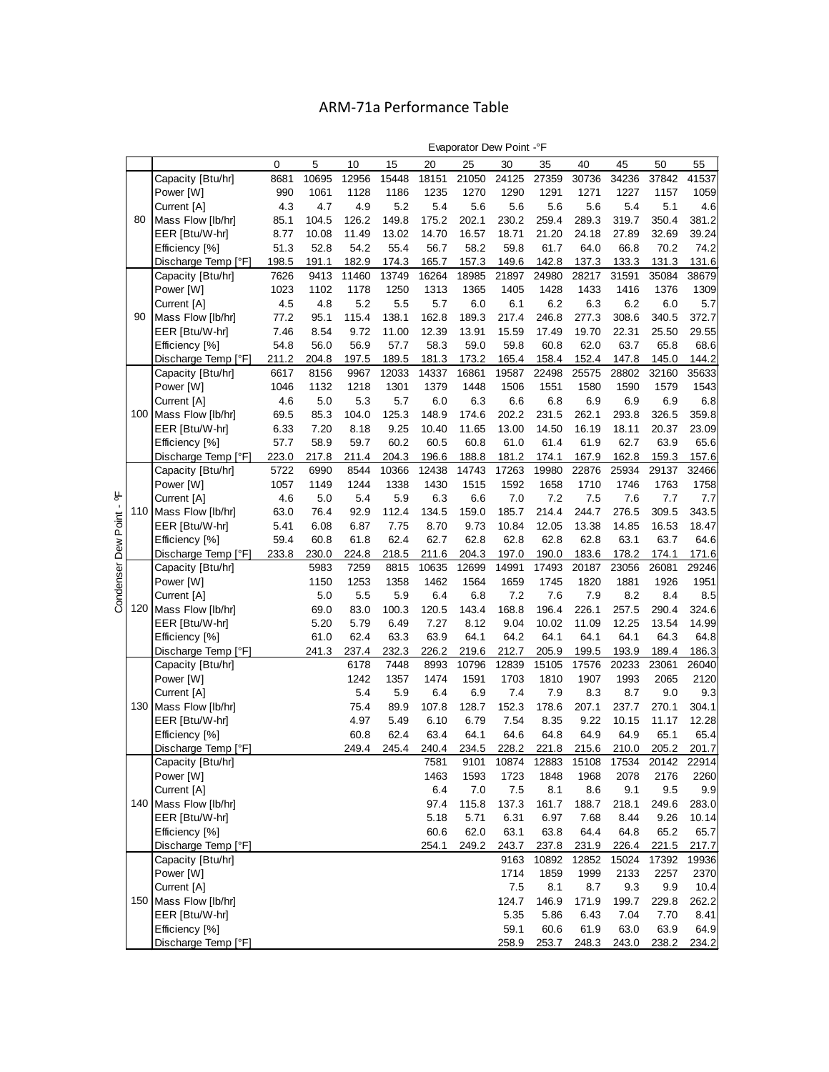# ARM-71a Performance Table

| Condenser Dew Point - °F | | Evaporator Dew Point -°F | | | | | | | | | | | |
|---|---|---|---|---|---|---|---|---|---|---|---|---|---|
| | | 0 | 5 | 10 | 15 | 20 | 25 | 30 | 35 | 40 | 45 | 50 | 55 |
| 80 | Capacity [Btu/hr] | 8681 | 10695 | 12956 | 15448 | 18151 | 21050 | 24125 | 27359 | 30736 | 34236 | 37842 | 41537 |
| | Power [W] | 990 | 1061 | 1128 | 1186 | 1235 | 1270 | 1290 | 1291 | 1271 | 1227 | 1157 | 1059 |
| | Current [A] | 4.3 | 4.7 | 4.9 | 5.2 | 5.4 | 5.6 | 5.6 | 5.6 | 5.6 | 5.4 | 5.1 | 4.6 |
| | Mass Flow [lb/hr] | 85.1 | 104.5 | 126.2 | 149.8 | 175.2 | 202.1 | 230.2 | 259.4 | 289.3 | 319.7 | 350.4 | 381.2 |
| | EER [Btu/W-hr] | 8.77 | 10.08 | 11.49 | 13.02 | 14.70 | 16.57 | 18.71 | 21.20 | 24.18 | 27.89 | 32.69 | 39.24 |
| | Efficiency [%] | 51.3 | 52.8 | 54.2 | 55.4 | 56.7 | 58.2 | 59.8 | 61.7 | 64.0 | 66.8 | 70.2 | 74.2 |
| | Discharge Temp [°F] | 198.5 | 191.1 | 182.9 | 174.3 | 165.7 | 157.3 | 149.6 | 142.8 | 137.3 | 133.3 | 131.3 | 131.6 |
| 90 | Capacity [Btu/hr] | 7626 | 9413 | 11460 | 13749 | 16264 | 18985 | 21897 | 24980 | 28217 | 31591 | 35084 | 38679 |
| | Power [W] | 1023 | 1102 | 1178 | 1250 | 1313 | 1365 | 1405 | 1428 | 1433 | 1416 | 1376 | 1309 |
| | Current [A] | 4.5 | 4.8 | 5.2 | 5.5 | 5.7 | 6.0 | 6.1 | 6.2 | 6.3 | 6.2 | 6.0 | 5.7 |
| | Mass Flow [lb/hr] | 77.2 | 95.1 | 115.4 | 138.1 | 162.8 | 189.3 | 217.4 | 246.8 | 277.3 | 308.6 | 340.5 | 372.7 |
| | EER [Btu/W-hr] | 7.46 | 8.54 | 9.72 | 11.00 | 12.39 | 13.91 | 15.59 | 17.49 | 19.70 | 22.31 | 25.50 | 29.55 |
| | Efficiency [%] | 54.8 | 56.0 | 56.9 | 57.7 | 58.3 | 59.0 | 59.8 | 60.8 | 62.0 | 63.7 | 65.8 | 68.6 |
| | Discharge Temp [°F] | 211.2 | 204.8 | 197.5 | 189.5 | 181.3 | 173.2 | 165.4 | 158.4 | 152.4 | 147.8 | 145.0 | 144.2 |
| 100 | Capacity [Btu/hr] | 6617 | 8156 | 9967 | 12033 | 14337 | 16861 | 19587 | 22498 | 25575 | 28802 | 32160 | 35633 |
| | Power [W] | 1046 | 1132 | 1218 | 1301 | 1379 | 1448 | 1506 | 1551 | 1580 | 1590 | 1579 | 1543 |
| | Current [A] | 4.6 | 5.0 | 5.3 | 5.7 | 6.0 | 6.3 | 6.6 | 6.8 | 6.9 | 6.9 | 6.9 | 6.8 |
| | Mass Flow [lb/hr] | 69.5 | 85.3 | 104.0 | 125.3 | 148.9 | 174.6 | 202.2 | 231.5 | 262.1 | 293.8 | 326.5 | 359.8 |
| | EER [Btu/W-hr] | 6.33 | 7.20 | 8.18 | 9.25 | 10.40 | 11.65 | 13.00 | 14.50 | 16.19 | 18.11 | 20.37 | 23.09 |
| | Efficiency [%] | 57.7 | 58.9 | 59.7 | 60.2 | 60.5 | 60.8 | 61.0 | 61.4 | 61.9 | 62.7 | 63.9 | 65.6 |
| | Discharge Temp [°F] | 223.0 | 217.8 | 211.4 | 204.3 | 196.6 | 188.8 | 181.2 | 174.1 | 167.9 | 162.8 | 159.3 | 157.6 |
| 110 | Capacity [Btu/hr] | 5722 | 6990 | 8544 | 10366 | 12438 | 14743 | 17263 | 19980 | 22876 | 25934 | 29137 | 32466 |
| | Power [W] | 1057 | 1149 | 1244 | 1338 | 1430 | 1515 | 1592 | 1658 | 1710 | 1746 | 1763 | 1758 |
| | Current [A] | 4.6 | 5.0 | 5.4 | 5.9 | 6.3 | 6.6 | 7.0 | 7.2 | 7.5 | 7.6 | 7.7 | 7.7 |
| | Mass Flow [lb/hr] | 63.0 | 76.4 | 92.9 | 112.4 | 134.5 | 159.0 | 185.7 | 214.4 | 244.7 | 276.5 | 309.5 | 343.5 |
| | EER [Btu/W-hr] | 5.41 | 6.08 | 6.87 | 7.75 | 8.70 | 9.73 | 10.84 | 12.05 | 13.38 | 14.85 | 16.53 | 18.47 |
| | Efficiency [%] | 59.4 | 60.8 | 61.8 | 62.4 | 62.7 | 62.8 | 62.8 | 62.8 | 62.8 | 63.1 | 63.7 | 64.6 |
| | Discharge Temp [°F] | 233.8 | 230.0 | 224.8 | 218.5 | 211.6 | 204.3 | 197.0 | 190.0 | 183.6 | 178.2 | 174.1 | 171.6 |
| 120 | Capacity [Btu/hr] | | 5983 | 7259 | 8815 | 10635 | 12699 | 14991 | 17493 | 20187 | 23056 | 26081 | 29246 |
| | Power [W] | | 1150 | 1253 | 1358 | 1462 | 1564 | 1659 | 1745 | 1820 | 1881 | 1926 | 1951 |
| | Current [A] | | 5.0 | 5.5 | 5.9 | 6.4 | 6.8 | 7.2 | 7.6 | 7.9 | 8.2 | 8.4 | 8.5 |
| | Mass Flow [lb/hr] | | 69.0 | 83.0 | 100.3 | 120.5 | 143.4 | 168.8 | 196.4 | 226.1 | 257.5 | 290.4 | 324.6 |
| | EER [Btu/W-hr] | | 5.20 | 5.79 | 6.49 | 7.27 | 8.12 | 9.04 | 10.02 | 11.09 | 12.25 | 13.54 | 14.99 |
| | Efficiency [%] | | 61.0 | 62.4 | 63.3 | 63.9 | 64.1 | 64.2 | 64.1 | 64.1 | 64.1 | 64.3 | 64.8 |
| | Discharge Temp [°F] | | 241.3 | 237.4 | 232.3 | 226.2 | 219.6 | 212.7 | 205.9 | 199.5 | 193.9 | 189.4 | 186.3 |
| 130 | Capacity [Btu/hr] | | | 6178 | 7448 | 8993 | 10796 | 12839 | 15105 | 17576 | 20233 | 23061 | 26040 |
| | Power [W] | | | 1242 | 1357 | 1474 | 1591 | 1703 | 1810 | 1907 | 1993 | 2065 | 2120 |
| | Current [A] | | | 5.4 | 5.9 | 6.4 | 6.9 | 7.4 | 7.9 | 8.3 | 8.7 | 9.0 | 9.3 |
| | Mass Flow [lb/hr] | | | 75.4 | 89.9 | 107.8 | 128.7 | 152.3 | 178.6 | 207.1 | 237.7 | 270.1 | 304.1 |
| | EER [Btu/W-hr] | | | 4.97 | 5.49 | 6.10 | 6.79 | 7.54 | 8.35 | 9.22 | 10.15 | 11.17 | 12.28 |
| | Efficiency [%] | | | 60.8 | 62.4 | 63.4 | 64.1 | 64.6 | 64.8 | 64.9 | 64.9 | 65.1 | 65.4 |
| | Discharge Temp [°F] | | | 249.4 | 245.4 | 240.4 | 234.5 | 228.2 | 221.8 | 215.6 | 210.0 | 205.2 | 201.7 |
| 140 | Capacity [Btu/hr] | | | | | 7581 | 9101 | 10874 | 12883 | 15108 | 17534 | 20142 | 22914 |
| | Power [W] | | | | | 1463 | 1593 | 1723 | 1848 | 1968 | 2078 | 2176 | 2260 |
| | Current [A] | | | | | 6.4 | 7.0 | 7.5 | 8.1 | 8.6 | 9.1 | 9.5 | 9.9 |
| | Mass Flow [lb/hr] | | | | | 97.4 | 115.8 | 137.3 | 161.7 | 188.7 | 218.1 | 249.6 | 283.0 |
| | EER [Btu/W-hr] | | | | | 5.18 | 5.71 | 6.31 | 6.97 | 7.68 | 8.44 | 9.26 | 10.14 |
| | Efficiency [%] | | | | | 60.6 | 62.0 | 63.1 | 63.8 | 64.4 | 64.8 | 65.2 | 65.7 |
| | Discharge Temp [°F] | | | | | 254.1 | 249.2 | 243.7 | 237.8 | 231.9 | 226.4 | 221.5 | 217.7 |
| 150 | Capacity [Btu/hr] | | | | | | | 9163 | 10892 | 12852 | 15024 | 17392 | 19936 |
| | Power [W] | | | | | | | 1714 | 1859 | 1999 | 2133 | 2257 | 2370 |
| | Current [A] | | | | | | | 7.5 | 8.1 | 8.7 | 9.3 | 9.9 | 10.4 |
| | Mass Flow [lb/hr] | | | | | | | 124.7 | 146.9 | 171.9 | 199.7 | 229.8 | 262.2 |
| | EER [Btu/W-hr] | | | | | | | 5.35 | 5.86 | 6.43 | 7.04 | 7.70 | 8.41 |
| | Efficiency [%] | | | | | | | 59.1 | 60.6 | 61.9 | 63.0 | 63.9 | 64.9 |
| | Discharge Temp [°F] | | | | | | | 258.9 | 253.7 | 248.3 | 243.0 | 238.2 | 234.2 |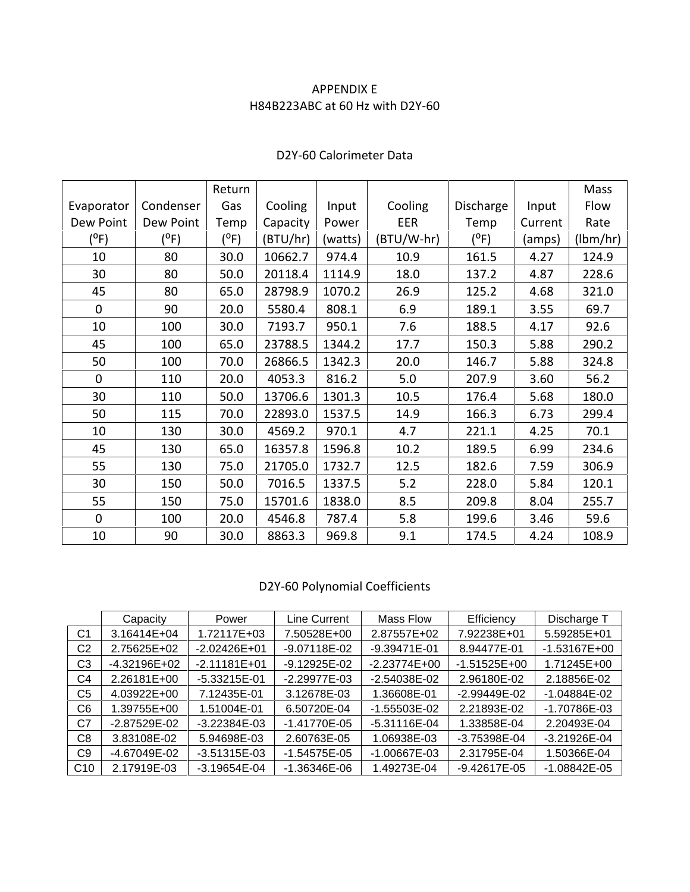# APPENDIX E

## H84B223ABC at 60 Hz with D2Y-60

### D2Y-60 Calorimeter Data

| Evaporator Dew Point (ºF) | Condenser Dew Point (ºF) | Return Gas Temp (ºF) | Cooling Capacity (BTU/hr) | Input Power (watts) | Cooling EER (BTU/W-hr) | Discharge Temp (ºF) | Input Current (amps) | Mass Flow Rate (lbm/hr) |
|---|---|---|---|---|---|---|---|---|
| 10 | 80 | 30.0 | 10662.7 | 974.4 | 10.9 | 161.5 | 4.27 | 124.9 |
| 30 | 80 | 50.0 | 20118.4 | 1114.9 | 18.0 | 137.2 | 4.87 | 228.6 |
| 45 | 80 | 65.0 | 28798.9 | 1070.2 | 26.9 | 125.2 | 4.68 | 321.0 |
| 0 | 90 | 20.0 | 5580.4 | 808.1 | 6.9 | 189.1 | 3.55 | 69.7 |
| 10 | 100 | 30.0 | 7193.7 | 950.1 | 7.6 | 188.5 | 4.17 | 92.6 |
| 45 | 100 | 65.0 | 23788.5 | 1344.2 | 17.7 | 150.3 | 5.88 | 290.2 |
| 50 | 100 | 70.0 | 26866.5 | 1342.3 | 20.0 | 146.7 | 5.88 | 324.8 |
| 0 | 110 | 20.0 | 4053.3 | 816.2 | 5.0 | 207.9 | 3.60 | 56.2 |
| 30 | 110 | 50.0 | 13706.6 | 1301.3 | 10.5 | 176.4 | 5.68 | 180.0 |
| 50 | 115 | 70.0 | 22893.0 | 1537.5 | 14.9 | 166.3 | 6.73 | 299.4 |
| 10 | 130 | 30.0 | 4569.2 | 970.1 | 4.7 | 221.1 | 4.25 | 70.1 |
| 45 | 130 | 65.0 | 16357.8 | 1596.8 | 10.2 | 189.5 | 6.99 | 234.6 |
| 55 | 130 | 75.0 | 21705.0 | 1732.7 | 12.5 | 182.6 | 7.59 | 306.9 |
| 30 | 150 | 50.0 | 7016.5 | 1337.5 | 5.2 | 228.0 | 5.84 | 120.1 |
| 55 | 150 | 75.0 | 15701.6 | 1838.0 | 8.5 | 209.8 | 8.04 | 255.7 |
| 0 | 100 | 20.0 | 4546.8 | 787.4 | 5.8 | 199.6 | 3.46 | 59.6 |
| 10 | 90 | 30.0 | 8863.3 | 969.8 | 9.1 | 174.5 | 4.24 | 108.9 |

### D2Y-60 Polynomial Coefficients

| | Capacity | Power | Line Current | Mass Flow | Efficiency | Discharge T |
|---|---|---|---|---|---|---|
| C1 | 3.16414E+04 | 1.72117E+03 | 7.50528E+00 | 2.87557E+02 | 7.92238E+01 | 5.59285E+01 |
| C2 | 2.75625E+02 | -2.02426E+01 | -9.07118E-02 | -9.39471E-01 | 8.94477E-01 | -1.53167E+00 |
| C3 | -4.32196E+02 | -2.11181E+01 | -9.12925E-02 | -2.23774E+00 | -1.51525E+00 | 1.71245E+00 |
| C4 | 2.26181E+00 | -5.33215E-01 | -2.29977E-03 | -2.54038E-02 | 2.96180E-02 | 2.18856E-02 |
| C5 | 4.03922E+00 | 7.12435E-01 | 3.12678E-03 | 1.36608E-01 | -2.99449E-02 | -1.04884E-02 |
| C6 | 1.39755E+00 | 1.51004E-01 | 6.50720E-04 | -1.55503E-02 | 2.21893E-02 | -1.70786E-03 |
| C7 | -2.87529E-02 | -3.22384E-03 | -1.41770E-05 | -5.31116E-04 | 1.33858E-04 | 2.20493E-04 |
| C8 | 3.83108E-02 | 5.94698E-03 | 2.60763E-05 | 1.06938E-03 | -3.75398E-04 | -3.21926E-04 |
| C9 | -4.67049E-02 | -3.51315E-03 | -1.54575E-05 | -1.00667E-03 | 2.31795E-04 | 1.50366E-04 |
| C10 | 2.17919E-03 | -3.19654E-04 | -1.36346E-06 | 1.49273E-04 | -9.42617E-05 | -1.08842E-05 |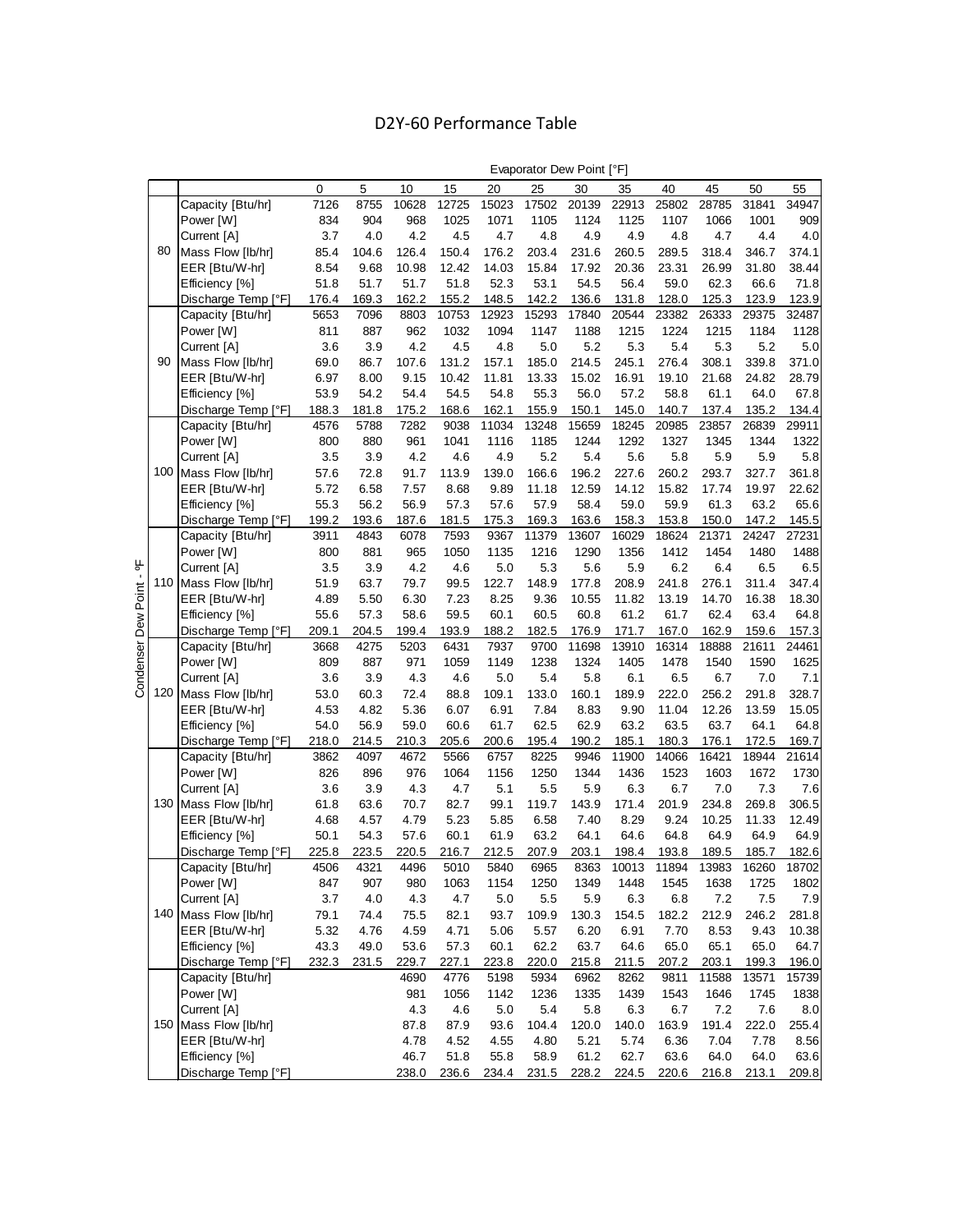# D2Y-60 Performance Table

| Condenser Dew Point - °F | | Evaporator Dew Point [°F] | | | | | | | | | | | |
|---|---|---|---|---|---|---|---|---|---|---|---|---|---|
| | | 0 | 5 | 10 | 15 | 20 | 25 | 30 | 35 | 40 | 45 | 50 | 55 |
| 80 | Capacity [Btu/hr] | 7126 | 8755 | 10628 | 12725 | 15023 | 17502 | 20139 | 22913 | 25802 | 28785 | 31841 | 34947 |
| | Power [W] | 834 | 904 | 968 | 1025 | 1071 | 1105 | 1124 | 1125 | 1107 | 1066 | 1001 | 909 |
| | Current [A] | 3.7 | 4.0 | 4.2 | 4.5 | 4.7 | 4.8 | 4.9 | 4.9 | 4.8 | 4.7 | 4.4 | 4.0 |
| | Mass Flow [lb/hr] | 85.4 | 104.6 | 126.4 | 150.4 | 176.2 | 203.4 | 231.6 | 260.5 | 289.5 | 318.4 | 346.7 | 374.1 |
| | EER [Btu/W-hr] | 8.54 | 9.68 | 10.98 | 12.42 | 14.03 | 15.84 | 17.92 | 20.36 | 23.31 | 26.99 | 31.80 | 38.44 |
| | Efficiency [%] | 51.8 | 51.7 | 51.7 | 51.8 | 52.3 | 53.1 | 54.5 | 56.4 | 59.0 | 62.3 | 66.6 | 71.8 |
| | Discharge Temp [°F] | 176.4 | 169.3 | 162.2 | 155.2 | 148.5 | 142.2 | 136.6 | 131.8 | 128.0 | 125.3 | 123.9 | 123.9 |
| 90 | Capacity [Btu/hr] | 5653 | 7096 | 8803 | 10753 | 12923 | 15293 | 17840 | 20544 | 23382 | 26333 | 29375 | 32487 |
| | Power [W] | 811 | 887 | 962 | 1032 | 1094 | 1147 | 1188 | 1215 | 1224 | 1215 | 1184 | 1128 |
| | Current [A] | 3.6 | 3.9 | 4.2 | 4.5 | 4.8 | 5.0 | 5.2 | 5.3 | 5.4 | 5.3 | 5.2 | 5.0 |
| | Mass Flow [lb/hr] | 69.0 | 86.7 | 107.6 | 131.2 | 157.1 | 185.0 | 214.5 | 245.1 | 276.4 | 308.1 | 339.8 | 371.0 |
| | EER [Btu/W-hr] | 6.97 | 8.00 | 9.15 | 10.42 | 11.81 | 13.33 | 15.02 | 16.91 | 19.10 | 21.68 | 24.82 | 28.79 |
| | Efficiency [%] | 53.9 | 54.2 | 54.4 | 54.5 | 54.8 | 55.3 | 56.0 | 57.2 | 58.8 | 61.1 | 64.0 | 67.8 |
| | Discharge Temp [°F] | 188.3 | 181.8 | 175.2 | 168.6 | 162.1 | 155.9 | 150.1 | 145.0 | 140.7 | 137.4 | 135.2 | 134.4 |
| 100 | Capacity [Btu/hr] | 4576 | 5788 | 7282 | 9038 | 11034 | 13248 | 15659 | 18245 | 20985 | 23857 | 26839 | 29911 |
| | Power [W] | 800 | 880 | 961 | 1041 | 1116 | 1185 | 1244 | 1292 | 1327 | 1345 | 1344 | 1322 |
| | Current [A] | 3.5 | 3.9 | 4.2 | 4.6 | 4.9 | 5.2 | 5.4 | 5.6 | 5.8 | 5.9 | 5.9 | 5.8 |
| | Mass Flow [lb/hr] | 57.6 | 72.8 | 91.7 | 113.9 | 139.0 | 166.6 | 196.2 | 227.6 | 260.2 | 293.7 | 327.7 | 361.8 |
| | EER [Btu/W-hr] | 5.72 | 6.58 | 7.57 | 8.68 | 9.89 | 11.18 | 12.59 | 14.12 | 15.82 | 17.74 | 19.97 | 22.62 |
| | Efficiency [%] | 55.3 | 56.2 | 56.9 | 57.3 | 57.6 | 57.9 | 58.4 | 59.0 | 59.9 | 61.3 | 63.2 | 65.6 |
| | Discharge Temp [°F] | 199.2 | 193.6 | 187.6 | 181.5 | 175.3 | 169.3 | 163.6 | 158.3 | 153.8 | 150.0 | 147.2 | 145.5 |
| 110 | Capacity [Btu/hr] | 3911 | 4843 | 6078 | 7593 | 9367 | 11379 | 13607 | 16029 | 18624 | 21371 | 24247 | 27231 |
| | Power [W] | 800 | 881 | 965 | 1050 | 1135 | 1216 | 1290 | 1356 | 1412 | 1454 | 1480 | 1488 |
| | Current [A] | 3.5 | 3.9 | 4.2 | 4.6 | 5.0 | 5.3 | 5.6 | 5.9 | 6.2 | 6.4 | 6.5 | 6.5 |
| | Mass Flow [lb/hr] | 51.9 | 63.7 | 79.7 | 99.5 | 122.7 | 148.9 | 177.8 | 208.9 | 241.8 | 276.1 | 311.4 | 347.4 |
| | EER [Btu/W-hr] | 4.89 | 5.50 | 6.30 | 7.23 | 8.25 | 9.36 | 10.55 | 11.82 | 13.19 | 14.70 | 16.38 | 18.30 |
| | Efficiency [%] | 55.6 | 57.3 | 58.6 | 59.5 | 60.1 | 60.5 | 60.8 | 61.2 | 61.7 | 62.4 | 63.4 | 64.8 |
| | Discharge Temp [°F] | 209.1 | 204.5 | 199.4 | 193.9 | 188.2 | 182.5 | 176.9 | 171.7 | 167.0 | 162.9 | 159.6 | 157.3 |
| 120 | Capacity [Btu/hr] | 3668 | 4275 | 5203 | 6431 | 7937 | 9700 | 11698 | 13910 | 16314 | 18888 | 21611 | 24461 |
| | Power [W] | 809 | 887 | 971 | 1059 | 1149 | 1238 | 1324 | 1405 | 1478 | 1540 | 1590 | 1625 |
| | Current [A] | 3.6 | 3.9 | 4.3 | 4.6 | 5.0 | 5.4 | 5.8 | 6.1 | 6.5 | 6.7 | 7.0 | 7.1 |
| | Mass Flow [lb/hr] | 53.0 | 60.3 | 72.4 | 88.8 | 109.1 | 133.0 | 160.1 | 189.9 | 222.0 | 256.2 | 291.8 | 328.7 |
| | EER [Btu/W-hr] | 4.53 | 4.82 | 5.36 | 6.07 | 6.91 | 7.84 | 8.83 | 9.90 | 11.04 | 12.26 | 13.59 | 15.05 |
| | Efficiency [%] | 54.0 | 56.9 | 59.0 | 60.6 | 61.7 | 62.5 | 62.9 | 63.2 | 63.5 | 63.7 | 64.1 | 64.8 |
| | Discharge Temp [°F] | 218.0 | 214.5 | 210.3 | 205.6 | 200.6 | 195.4 | 190.2 | 185.1 | 180.3 | 176.1 | 172.5 | 169.7 |
| 130 | Capacity [Btu/hr] | 3862 | 4097 | 4672 | 5566 | 6757 | 8225 | 9946 | 11900 | 14066 | 16421 | 18944 | 21614 |
| | Power [W] | 826 | 896 | 976 | 1064 | 1156 | 1250 | 1344 | 1436 | 1523 | 1603 | 1672 | 1730 |
| | Current [A] | 3.6 | 3.9 | 4.3 | 4.7 | 5.1 | 5.5 | 5.9 | 6.3 | 6.7 | 7.0 | 7.3 | 7.6 |
| | Mass Flow [lb/hr] | 61.8 | 63.6 | 70.7 | 82.7 | 99.1 | 119.7 | 143.9 | 171.4 | 201.9 | 234.8 | 269.8 | 306.5 |
| | EER [Btu/W-hr] | 4.68 | 4.57 | 4.79 | 5.23 | 5.85 | 6.58 | 7.40 | 8.29 | 9.24 | 10.25 | 11.33 | 12.49 |
| | Efficiency [%] | 50.1 | 54.3 | 57.6 | 60.1 | 61.9 | 63.2 | 64.1 | 64.6 | 64.8 | 64.9 | 64.9 | 64.9 |
| | Discharge Temp [°F] | 225.8 | 223.5 | 220.5 | 216.7 | 212.5 | 207.9 | 203.1 | 198.4 | 193.8 | 189.5 | 185.7 | 182.6 |
| 140 | Capacity [Btu/hr] | 4506 | 4321 | 4496 | 5010 | 5840 | 6965 | 8363 | 10013 | 11894 | 13983 | 16260 | 18702 |
| | Power [W] | 847 | 907 | 980 | 1063 | 1154 | 1250 | 1349 | 1448 | 1545 | 1638 | 1725 | 1802 |
| | Current [A] | 3.7 | 4.0 | 4.3 | 4.7 | 5.0 | 5.5 | 5.9 | 6.3 | 6.8 | 7.2 | 7.5 | 7.9 |
| | Mass Flow [lb/hr] | 79.1 | 74.4 | 75.5 | 82.1 | 93.7 | 109.9 | 130.3 | 154.5 | 182.2 | 212.9 | 246.2 | 281.8 |
| | EER [Btu/W-hr] | 5.32 | 4.76 | 4.59 | 4.71 | 5.06 | 5.57 | 6.20 | 6.91 | 7.70 | 8.53 | 9.43 | 10.38 |
| | Efficiency [%] | 43.3 | 49.0 | 53.6 | 57.3 | 60.1 | 62.2 | 63.7 | 64.6 | 65.0 | 65.1 | 65.0 | 64.7 |
| | Discharge Temp [°F] | 232.3 | 231.5 | 229.7 | 227.1 | 223.8 | 220.0 | 215.8 | 211.5 | 207.2 | 203.1 | 199.3 | 196.0 |
| 150 | Capacity [Btu/hr] | | | 4690 | 4776 | 5198 | 5934 | 6962 | 8262 | 9811 | 11588 | 13571 | 15739 |
| | Power [W] | | | 981 | 1056 | 1142 | 1236 | 1335 | 1439 | 1543 | 1646 | 1745 | 1838 |
| | Current [A] | | | 4.3 | 4.6 | 5.0 | 5.4 | 5.8 | 6.3 | 6.7 | 7.2 | 7.6 | 8.0 |
| | Mass Flow [lb/hr] | | | 87.8 | 87.9 | 93.6 | 104.4 | 120.0 | 140.0 | 163.9 | 191.4 | 222.0 | 255.4 |
| | EER [Btu/W-hr] | | | 4.78 | 4.52 | 4.55 | 4.80 | 5.21 | 5.74 | 6.36 | 7.04 | 7.78 | 8.56 |
| | Efficiency [%] | | | 46.7 | 51.8 | 55.8 | 58.9 | 61.2 | 62.7 | 63.6 | 64.0 | 64.0 | 63.6 |
| | Discharge Temp [°F] | | | 238.0 | 236.6 | 234.4 | 231.5 | 228.2 | 224.5 | 220.6 | 216.8 | 213.1 | 209.8 |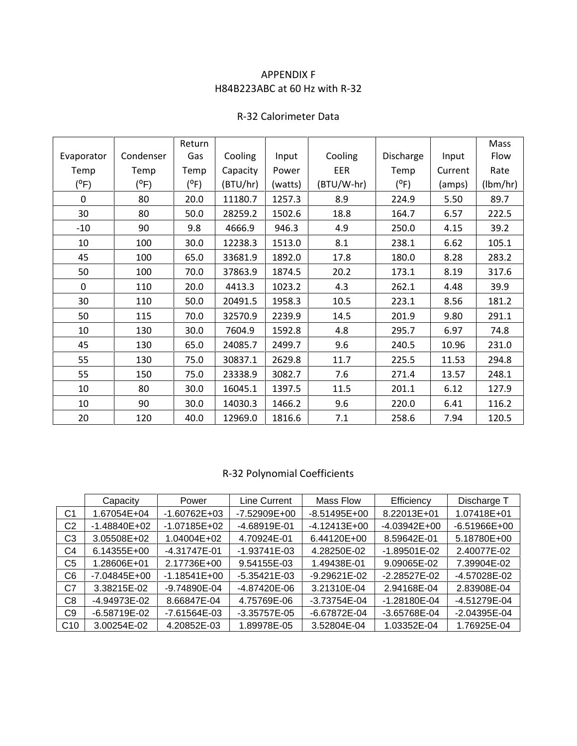# APPENDIX F

## H84B223ABC at 60 Hz with R-32

### R-32 Calorimeter Data

| Evaporator Temp (ºF) | Condenser Temp (ºF) | Return Gas Temp (ºF) | Cooling Capacity (BTU/hr) | Input Power (watts) | Cooling EER (BTU/W-hr) | Discharge Temp (ºF) | Input Current (amps) | Mass Flow Rate (lbm/hr) |
|---|---|---|---|---|---|---|---|---|
| 0 | 80 | 20.0 | 11180.7 | 1257.3 | 8.9 | 224.9 | 5.50 | 89.7 |
| 30 | 80 | 50.0 | 28259.2 | 1502.6 | 18.8 | 164.7 | 6.57 | 222.5 |
| -10 | 90 | 9.8 | 4666.9 | 946.3 | 4.9 | 250.0 | 4.15 | 39.2 |
| 10 | 100 | 30.0 | 12238.3 | 1513.0 | 8.1 | 238.1 | 6.62 | 105.1 |
| 45 | 100 | 65.0 | 33681.9 | 1892.0 | 17.8 | 180.0 | 8.28 | 283.2 |
| 50 | 100 | 70.0 | 37863.9 | 1874.5 | 20.2 | 173.1 | 8.19 | 317.6 |
| 0 | 110 | 20.0 | 4413.3 | 1023.2 | 4.3 | 262.1 | 4.48 | 39.9 |
| 30 | 110 | 50.0 | 20491.5 | 1958.3 | 10.5 | 223.1 | 8.56 | 181.2 |
| 50 | 115 | 70.0 | 32570.9 | 2239.9 | 14.5 | 201.9 | 9.80 | 291.1 |
| 10 | 130 | 30.0 | 7604.9 | 1592.8 | 4.8 | 295.7 | 6.97 | 74.8 |
| 45 | 130 | 65.0 | 24085.7 | 2499.7 | 9.6 | 240.5 | 10.96 | 231.0 |
| 55 | 130 | 75.0 | 30837.1 | 2629.8 | 11.7 | 225.5 | 11.53 | 294.8 |
| 55 | 150 | 75.0 | 23338.9 | 3082.7 | 7.6 | 271.4 | 13.57 | 248.1 |
| 10 | 80 | 30.0 | 16045.1 | 1397.5 | 11.5 | 201.1 | 6.12 | 127.9 |
| 10 | 90 | 30.0 | 14030.3 | 1466.2 | 9.6 | 220.0 | 6.41 | 116.2 |
| 20 | 120 | 40.0 | 12969.0 | 1816.6 | 7.1 | 258.6 | 7.94 | 120.5 |

### R-32 Polynomial Coefficients

| | Capacity | Power | Line Current | Mass Flow | Efficiency | Discharge T |
|---|---|---|---|---|---|---|
| C1 | 1.67054E+04 | -1.60762E+03 | -7.52909E+00 | -8.51495E+00 | 8.22013E+01 | 1.07418E+01 |
| C2 | -1.48840E+02 | -1.07185E+02 | -4.68919E-01 | -4.12413E+00 | -4.03942E+00 | -6.51966E+00 |
| C3 | 3.05508E+02 | 1.04004E+02 | 4.70924E-01 | 6.44120E+00 | 8.59642E-01 | 5.18780E+00 |
| C4 | 6.14355E+00 | -4.31747E-01 | -1.93741E-03 | 4.28250E-02 | -1.89501E-02 | 2.40077E-02 |
| C5 | 1.28606E+01 | 2.17736E+00 | 9.54155E-03 | 1.49438E-01 | 9.09065E-02 | 7.39904E-02 |
| C6 | -7.04845E+00 | -1.18541E+00 | -5.35421E-03 | -9.29621E-02 | -2.28527E-02 | -4.57028E-02 |
| C7 | 3.38215E-02 | -9.74890E-04 | -4.87420E-06 | 3.21310E-04 | 2.94168E-04 | 2.83908E-04 |
| C8 | -4.94973E-02 | 8.66847E-04 | 4.75769E-06 | -3.73754E-04 | -1.28180E-04 | -4.51279E-04 |
| C9 | -6.58719E-02 | -7.61564E-03 | -3.35757E-05 | -6.67872E-04 | -3.65768E-04 | -2.04395E-04 |
| C10 | 3.00254E-02 | 4.20852E-03 | 1.89978E-05 | 3.52804E-04 | 1.03352E-04 | 1.76925E-04 |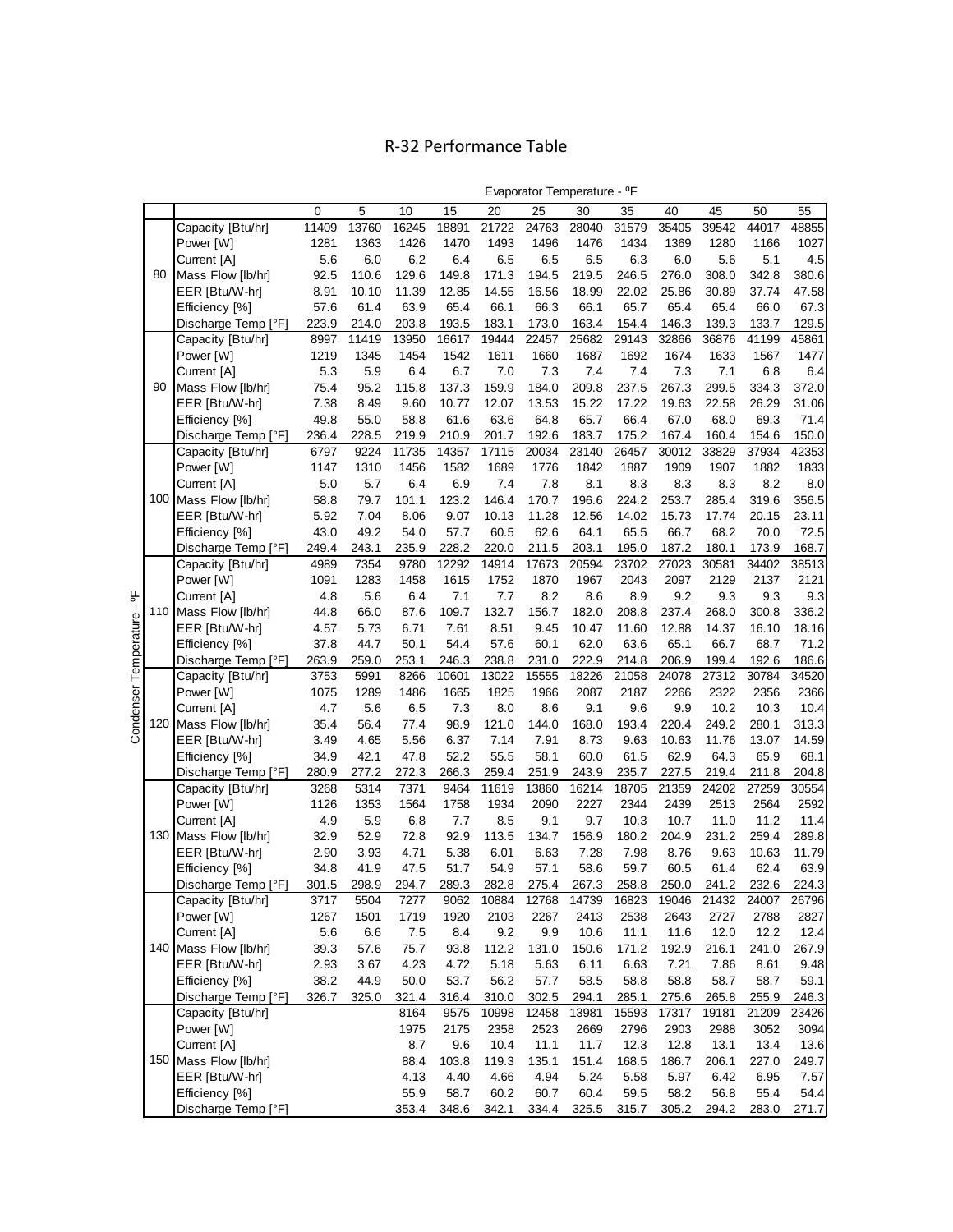# R-32 Performance Table

| Condenser Temperature - ºF | | Evaporator Temperature - ºF 0 | 5 | 10 | 15 | 20 | 25 | 30 | 35 | 40 | 45 | 50 | 55 |
|---|---|---|---|---|---|---|---|---|---|---|---|---|---|
| 80 | Capacity [Btu/hr] | 11409 | 13760 | 16245 | 18891 | 21722 | 24763 | 28040 | 31579 | 35405 | 39542 | 44017 | 48855 |
| | Power [W] | 1281 | 1363 | 1426 | 1470 | 1493 | 1496 | 1476 | 1434 | 1369 | 1280 | 1166 | 1027 |
| | Current [A] | 5.6 | 6.0 | 6.2 | 6.4 | 6.5 | 6.5 | 6.5 | 6.3 | 6.0 | 5.6 | 5.1 | 4.5 |
| | Mass Flow [lb/hr] | 92.5 | 110.6 | 129.6 | 149.8 | 171.3 | 194.5 | 219.5 | 246.5 | 276.0 | 308.0 | 342.8 | 380.6 |
| | EER [Btu/W-hr] | 8.91 | 10.10 | 11.39 | 12.85 | 14.55 | 16.56 | 18.99 | 22.02 | 25.86 | 30.89 | 37.74 | 47.58 |
| | Efficiency [%] | 57.6 | 61.4 | 63.9 | 65.4 | 66.1 | 66.3 | 66.1 | 65.7 | 65.4 | 65.4 | 66.0 | 67.3 |
| | Discharge Temp [°F] | 223.9 | 214.0 | 203.8 | 193.5 | 183.1 | 173.0 | 163.4 | 154.4 | 146.3 | 139.3 | 133.7 | 129.5 |
| 90 | Capacity [Btu/hr] | 8997 | 11419 | 13950 | 16617 | 19444 | 22457 | 25682 | 29143 | 32866 | 36876 | 41199 | 45861 |
| | Power [W] | 1219 | 1345 | 1454 | 1542 | 1611 | 1660 | 1687 | 1692 | 1674 | 1633 | 1567 | 1477 |
| | Current [A] | 5.3 | 5.9 | 6.4 | 6.7 | 7.0 | 7.3 | 7.4 | 7.4 | 7.3 | 7.1 | 6.8 | 6.4 |
| | Mass Flow [lb/hr] | 75.4 | 95.2 | 115.8 | 137.3 | 159.9 | 184.0 | 209.8 | 237.5 | 267.3 | 299.5 | 334.3 | 372.0 |
| | EER [Btu/W-hr] | 7.38 | 8.49 | 9.60 | 10.77 | 12.07 | 13.53 | 15.22 | 17.22 | 19.63 | 22.58 | 26.29 | 31.06 |
| | Efficiency [%] | 49.8 | 55.0 | 58.8 | 61.6 | 63.6 | 64.8 | 65.7 | 66.4 | 67.0 | 68.0 | 69.3 | 71.4 |
| | Discharge Temp [°F] | 236.4 | 228.5 | 219.9 | 210.9 | 201.7 | 192.6 | 183.7 | 175.2 | 167.4 | 160.4 | 154.6 | 150.0 |
| 100 | Capacity [Btu/hr] | 6797 | 9224 | 11735 | 14357 | 17115 | 20034 | 23140 | 26457 | 30012 | 33829 | 37934 | 42353 |
| | Power [W] | 1147 | 1310 | 1456 | 1582 | 1689 | 1776 | 1842 | 1887 | 1909 | 1907 | 1882 | 1833 |
| | Current [A] | 5.0 | 5.7 | 6.4 | 6.9 | 7.4 | 7.8 | 8.1 | 8.3 | 8.3 | 8.3 | 8.2 | 8.0 |
| | Mass Flow [lb/hr] | 58.8 | 79.7 | 101.1 | 123.2 | 146.4 | 170.7 | 196.6 | 224.2 | 253.7 | 285.4 | 319.6 | 356.5 |
| | EER [Btu/W-hr] | 5.92 | 7.04 | 8.06 | 9.07 | 10.13 | 11.28 | 12.56 | 14.02 | 15.73 | 17.74 | 20.15 | 23.11 |
| | Efficiency [%] | 43.0 | 49.2 | 54.0 | 57.7 | 60.5 | 62.6 | 64.1 | 65.5 | 66.7 | 68.2 | 70.0 | 72.5 |
| | Discharge Temp [°F] | 249.4 | 243.1 | 235.9 | 228.2 | 220.0 | 211.5 | 203.1 | 195.0 | 187.2 | 180.1 | 173.9 | 168.7 |
| 110 | Capacity [Btu/hr] | 4989 | 7354 | 9780 | 12292 | 14914 | 17673 | 20594 | 23702 | 27023 | 30581 | 34402 | 38513 |
| | Power [W] | 1091 | 1283 | 1458 | 1615 | 1752 | 1870 | 1967 | 2043 | 2097 | 2129 | 2137 | 2121 |
| | Current [A] | 4.8 | 5.6 | 6.4 | 7.1 | 7.7 | 8.2 | 8.6 | 8.9 | 9.2 | 9.3 | 9.3 | 9.3 |
| | Mass Flow [lb/hr] | 44.8 | 66.0 | 87.6 | 109.7 | 132.7 | 156.7 | 182.0 | 208.8 | 237.4 | 268.0 | 300.8 | 336.2 |
| | EER [Btu/W-hr] | 4.57 | 5.73 | 6.71 | 7.61 | 8.51 | 9.45 | 10.47 | 11.60 | 12.88 | 14.37 | 16.10 | 18.16 |
| | Efficiency [%] | 37.8 | 44.7 | 50.1 | 54.4 | 57.6 | 60.1 | 62.0 | 63.6 | 65.1 | 66.7 | 68.7 | 71.2 |
| | Discharge Temp [°F] | 263.9 | 259.0 | 253.1 | 246.3 | 238.8 | 231.0 | 222.9 | 214.8 | 206.9 | 199.4 | 192.6 | 186.6 |
| 120 | Capacity [Btu/hr] | 3753 | 5991 | 8266 | 10601 | 13022 | 15555 | 18226 | 21058 | 24078 | 27312 | 30784 | 34520 |
| | Power [W] | 1075 | 1289 | 1486 | 1665 | 1825 | 1966 | 2087 | 2187 | 2266 | 2322 | 2356 | 2366 |
| | Current [A] | 4.7 | 5.6 | 6.5 | 7.3 | 8.0 | 8.6 | 9.1 | 9.6 | 9.9 | 10.2 | 10.3 | 10.4 |
| | Mass Flow [lb/hr] | 35.4 | 56.4 | 77.4 | 98.9 | 121.0 | 144.0 | 168.0 | 193.4 | 220.4 | 249.2 | 280.1 | 313.3 |
| | EER [Btu/W-hr] | 3.49 | 4.65 | 5.56 | 6.37 | 7.14 | 7.91 | 8.73 | 9.63 | 10.63 | 11.76 | 13.07 | 14.59 |
| | Efficiency [%] | 34.9 | 42.1 | 47.8 | 52.2 | 55.5 | 58.1 | 60.0 | 61.5 | 62.9 | 64.3 | 65.9 | 68.1 |
| | Discharge Temp [°F] | 280.9 | 277.2 | 272.3 | 266.3 | 259.4 | 251.9 | 243.9 | 235.7 | 227.5 | 219.4 | 211.8 | 204.8 |
| 130 | Capacity [Btu/hr] | 3268 | 5314 | 7371 | 9464 | 11619 | 13860 | 16214 | 18705 | 21359 | 24202 | 27259 | 30554 |
| | Power [W] | 1126 | 1353 | 1564 | 1758 | 1934 | 2090 | 2227 | 2344 | 2439 | 2513 | 2564 | 2592 |
| | Current [A] | 4.9 | 5.9 | 6.8 | 7.7 | 8.5 | 9.1 | 9.7 | 10.3 | 10.7 | 11.0 | 11.2 | 11.4 |
| | Mass Flow [lb/hr] | 32.9 | 52.9 | 72.8 | 92.9 | 113.5 | 134.7 | 156.9 | 180.2 | 204.9 | 231.2 | 259.4 | 289.8 |
| | EER [Btu/W-hr] | 2.90 | 3.93 | 4.71 | 5.38 | 6.01 | 6.63 | 7.28 | 7.98 | 8.76 | 9.63 | 10.63 | 11.79 |
| | Efficiency [%] | 34.8 | 41.9 | 47.5 | 51.7 | 54.9 | 57.1 | 58.6 | 59.7 | 60.5 | 61.4 | 62.4 | 63.9 |
| | Discharge Temp [°F] | 301.5 | 298.9 | 294.7 | 289.3 | 282.8 | 275.4 | 267.3 | 258.8 | 250.0 | 241.2 | 232.6 | 224.3 |
| 140 | Capacity [Btu/hr] | 3717 | 5504 | 7277 | 9062 | 10884 | 12768 | 14739 | 16823 | 19046 | 21432 | 24007 | 26796 |
| | Power [W] | 1267 | 1501 | 1719 | 1920 | 2103 | 2267 | 2413 | 2538 | 2643 | 2727 | 2788 | 2827 |
| | Current [A] | 5.6 | 6.6 | 7.5 | 8.4 | 9.2 | 9.9 | 10.6 | 11.1 | 11.6 | 12.0 | 12.2 | 12.4 |
| | Mass Flow [lb/hr] | 39.3 | 57.6 | 75.7 | 93.8 | 112.2 | 131.0 | 150.6 | 171.2 | 192.9 | 216.1 | 241.0 | 267.9 |
| | EER [Btu/W-hr] | 2.93 | 3.67 | 4.23 | 4.72 | 5.18 | 5.63 | 6.11 | 6.63 | 7.21 | 7.86 | 8.61 | 9.48 |
| | Efficiency [%] | 38.2 | 44.9 | 50.0 | 53.7 | 56.2 | 57.7 | 58.5 | 58.8 | 58.8 | 58.7 | 58.7 | 59.1 |
| | Discharge Temp [°F] | 326.7 | 325.0 | 321.4 | 316.4 | 310.0 | 302.5 | 294.1 | 285.1 | 275.6 | 265.8 | 255.9 | 246.3 |
| 150 | Capacity [Btu/hr] | | | 8164 | 9575 | 10998 | 12458 | 13981 | 15593 | 17317 | 19181 | 21209 | 23426 |
| | Power [W] | | | 1975 | 2175 | 2358 | 2523 | 2669 | 2796 | 2903 | 2988 | 3052 | 3094 |
| | Current [A] | | | 8.7 | 9.6 | 10.4 | 11.1 | 11.7 | 12.3 | 12.8 | 13.1 | 13.4 | 13.6 |
| | Mass Flow [lb/hr] | | | 88.4 | 103.8 | 119.3 | 135.1 | 151.4 | 168.5 | 186.7 | 206.1 | 227.0 | 249.7 |
| | EER [Btu/W-hr] | | | 4.13 | 4.40 | 4.66 | 4.94 | 5.24 | 5.58 | 5.97 | 6.42 | 6.95 | 7.57 |
| | Efficiency [%] | | | 55.9 | 58.7 | 60.2 | 60.7 | 60.4 | 59.5 | 58.2 | 56.8 | 55.4 | 54.4 |
| | Discharge Temp [°F] | | | 353.4 | 348.6 | 342.1 | 334.4 | 325.5 | 315.7 | 305.2 | 294.2 | 283.0 | 271.7 |